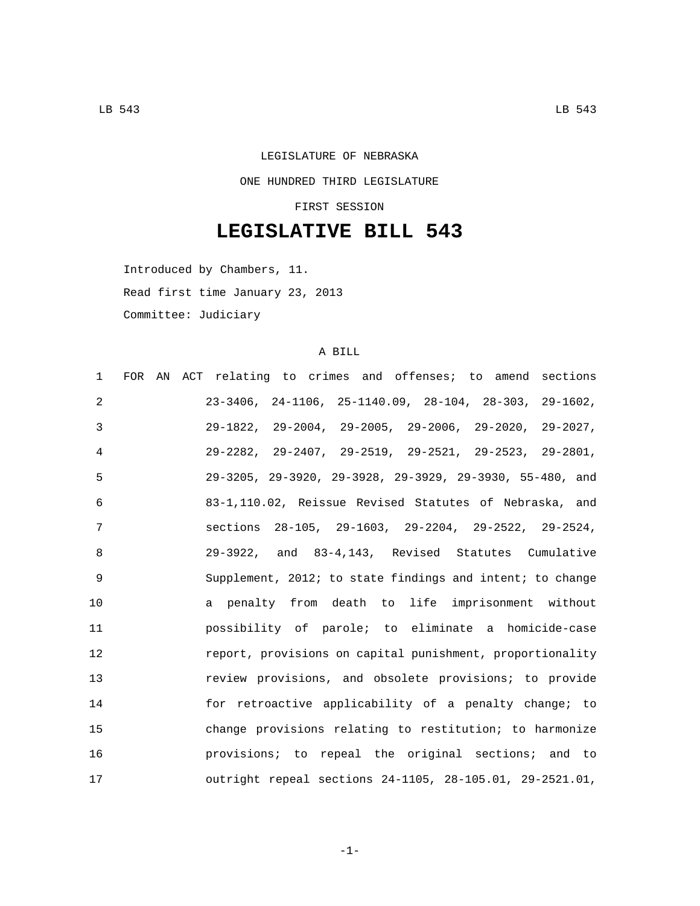LEGISLATURE OF NEBRASKA

ONE HUNDRED THIRD LEGISLATURE

FIRST SESSION

# LEGISLATIVE BILL 543

Introduced by Chambers, 11.

Read first time January 23, 2013

Committee: Judiciary

A BILL

1 FOR AN ACT relating to crimes and offenses; to amend sections
2 23-3406, 24-1106, 25-1140.09, 28-104, 28-303, 29-1602,
3 29-1822, 29-2004, 29-2005, 29-2006, 29-2020, 29-2027,
4 29-2282, 29-2407, 29-2519, 29-2521, 29-2523, 29-2801,
5 29-3205, 29-3920, 29-3928, 29-3929, 29-3930, 55-480, and
6 83-1,110.02, Reissue Revised Statutes of Nebraska, and
7 sections 28-105, 29-1603, 29-2204, 29-2522, 29-2524,
8 29-3922, and 83-4,143, Revised Statutes Cumulative
9 Supplement, 2012; to state findings and intent; to change
10 a penalty from death to life imprisonment without
11 possibility of parole; to eliminate a homicide-case
12 report, provisions on capital punishment, proportionality
13 review provisions, and obsolete provisions; to provide
14 for retroactive applicability of a penalty change; to
15 change provisions relating to restitution; to harmonize
16 provisions; to repeal the original sections; and to
17 outright repeal sections 24-1105, 28-105.01, 29-2521.01,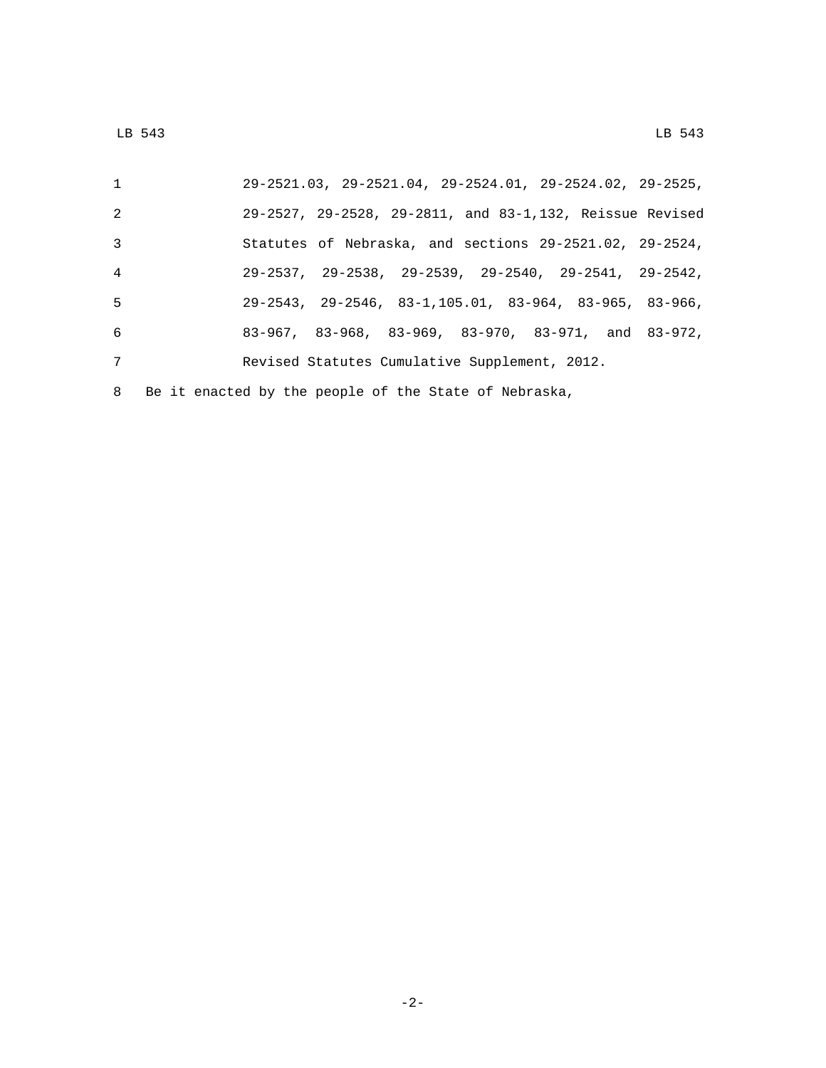29-2521.03, 29-2521.04, 29-2524.01, 29-2524.02, 29-2525, 29-2527, 29-2528, 29-2811, and 83-1,132, Reissue Revised Statutes of Nebraska, and sections 29-2521.02, 29-2524, 29-2537, 29-2538, 29-2539, 29-2540, 29-2541, 29-2542, 29-2543, 29-2546, 83-1,105.01, 83-964, 83-965, 83-966, 83-967, 83-968, 83-969, 83-970, 83-971, and 83-972, Revised Statutes Cumulative Supplement, 2012.

Be it enacted by the people of the State of Nebraska,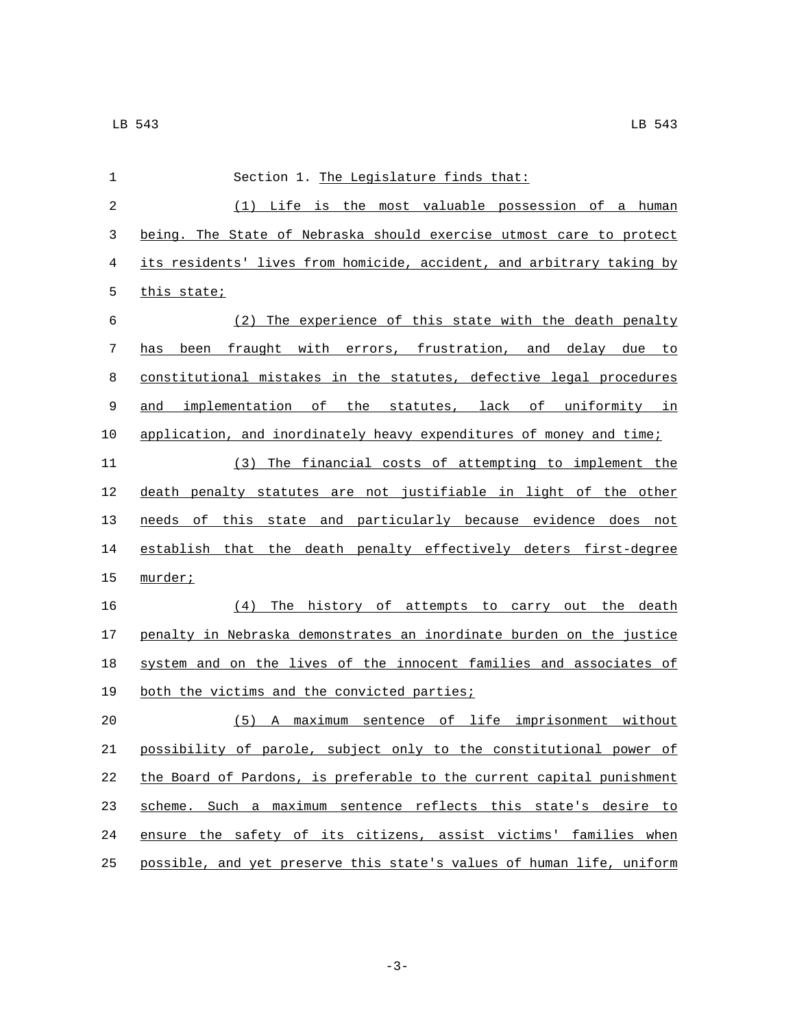Section 1. The Legislature finds that:

(1) Life is the most valuable possession of a human being. The State of Nebraska should exercise utmost care to protect its residents' lives from homicide, accident, and arbitrary taking by this state;

(2) The experience of this state with the death penalty has been fraught with errors, frustration, and delay due to constitutional mistakes in the statutes, defective legal procedures and implementation of the statutes, lack of uniformity in application, and inordinately heavy expenditures of money and time;

(3) The financial costs of attempting to implement the death penalty statutes are not justifiable in light of the other needs of this state and particularly because evidence does not establish that the death penalty effectively deters first-degree murder;

(4) The history of attempts to carry out the death penalty in Nebraska demonstrates an inordinate burden on the justice system and on the lives of the innocent families and associates of both the victims and the convicted parties;

(5) A maximum sentence of life imprisonment without possibility of parole, subject only to the constitutional power of the Board of Pardons, is preferable to the current capital punishment scheme. Such a maximum sentence reflects this state's desire to ensure the safety of its citizens, assist victims' families when possible, and yet preserve this state's values of human life, uniform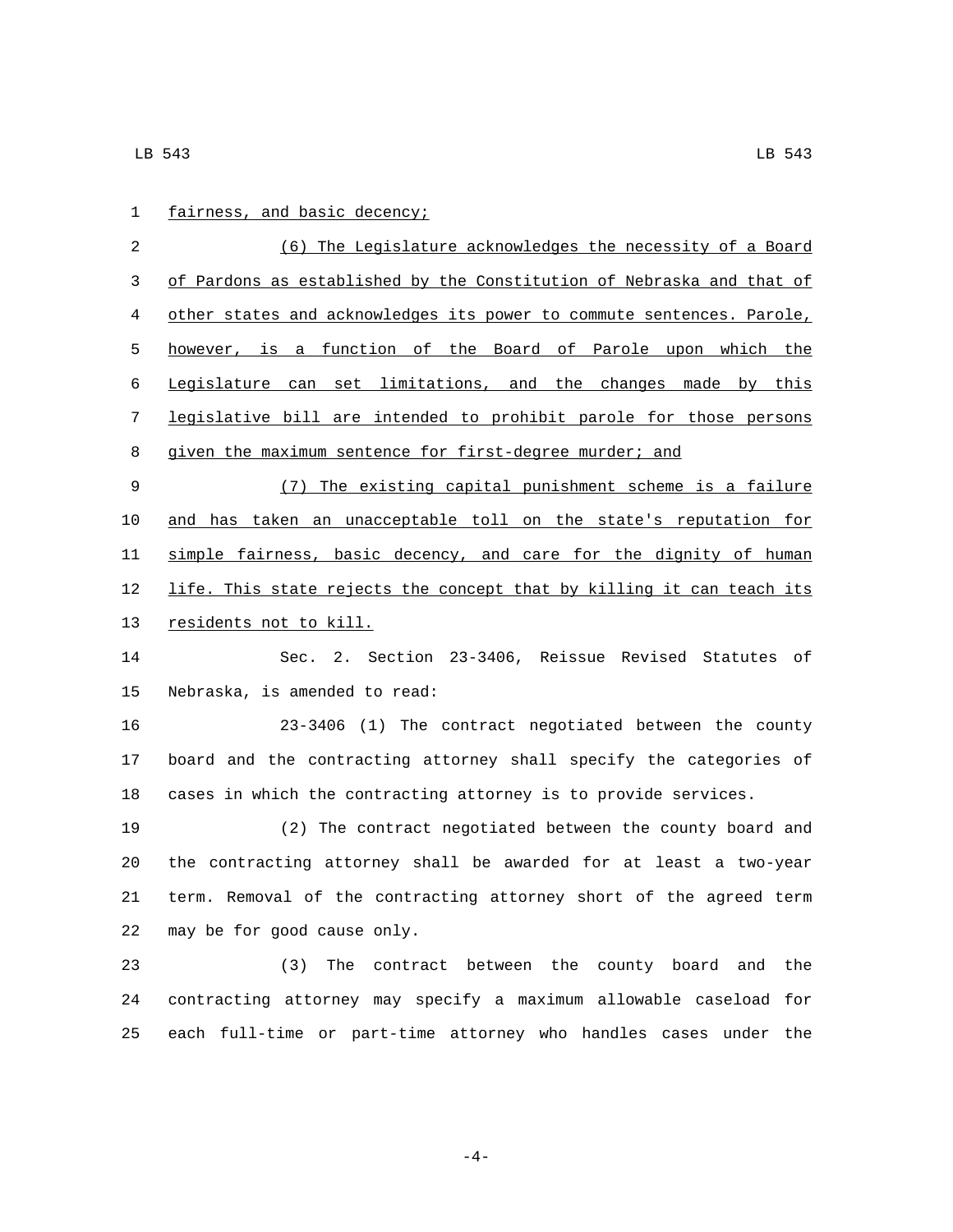fairness, and basic decency;

(6) The Legislature acknowledges the necessity of a Board of Pardons as established by the Constitution of Nebraska and that of other states and acknowledges its power to commute sentences. Parole, however, is a function of the Board of Parole upon which the Legislature can set limitations, and the changes made by this legislative bill are intended to prohibit parole for those persons given the maximum sentence for first-degree murder; and

(7) The existing capital punishment scheme is a failure and has taken an unacceptable toll on the state's reputation for simple fairness, basic decency, and care for the dignity of human life. This state rejects the concept that by killing it can teach its residents not to kill.

Sec. 2. Section 23-3406, Reissue Revised Statutes of Nebraska, is amended to read:

23-3406 (1) The contract negotiated between the county board and the contracting attorney shall specify the categories of cases in which the contracting attorney is to provide services.

(2) The contract negotiated between the county board and the contracting attorney shall be awarded for at least a two-year term. Removal of the contracting attorney short of the agreed term may be for good cause only.

(3) The contract between the county board and the contracting attorney may specify a maximum allowable caseload for each full-time or part-time attorney who handles cases under the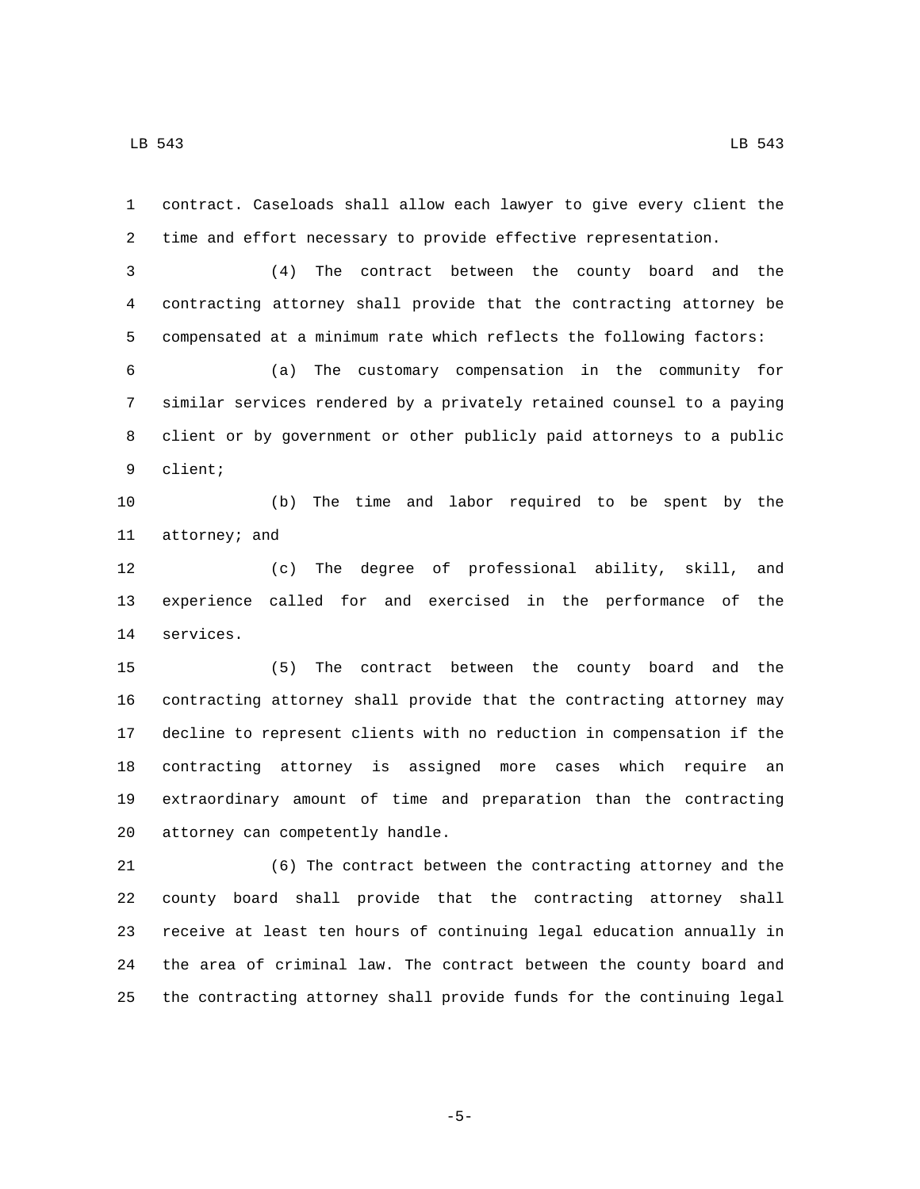contract. Caseloads shall allow each lawyer to give every client the time and effort necessary to provide effective representation.

(4) The contract between the county board and the contracting attorney shall provide that the contracting attorney be compensated at a minimum rate which reflects the following factors:

(a) The customary compensation in the community for similar services rendered by a privately retained counsel to a paying client or by government or other publicly paid attorneys to a public client;

(b) The time and labor required to be spent by the attorney; and

(c) The degree of professional ability, skill, and experience called for and exercised in the performance of the services.

(5) The contract between the county board and the contracting attorney shall provide that the contracting attorney may decline to represent clients with no reduction in compensation if the contracting attorney is assigned more cases which require an extraordinary amount of time and preparation than the contracting attorney can competently handle.

(6) The contract between the contracting attorney and the county board shall provide that the contracting attorney shall receive at least ten hours of continuing legal education annually in the area of criminal law. The contract between the county board and the contracting attorney shall provide funds for the continuing legal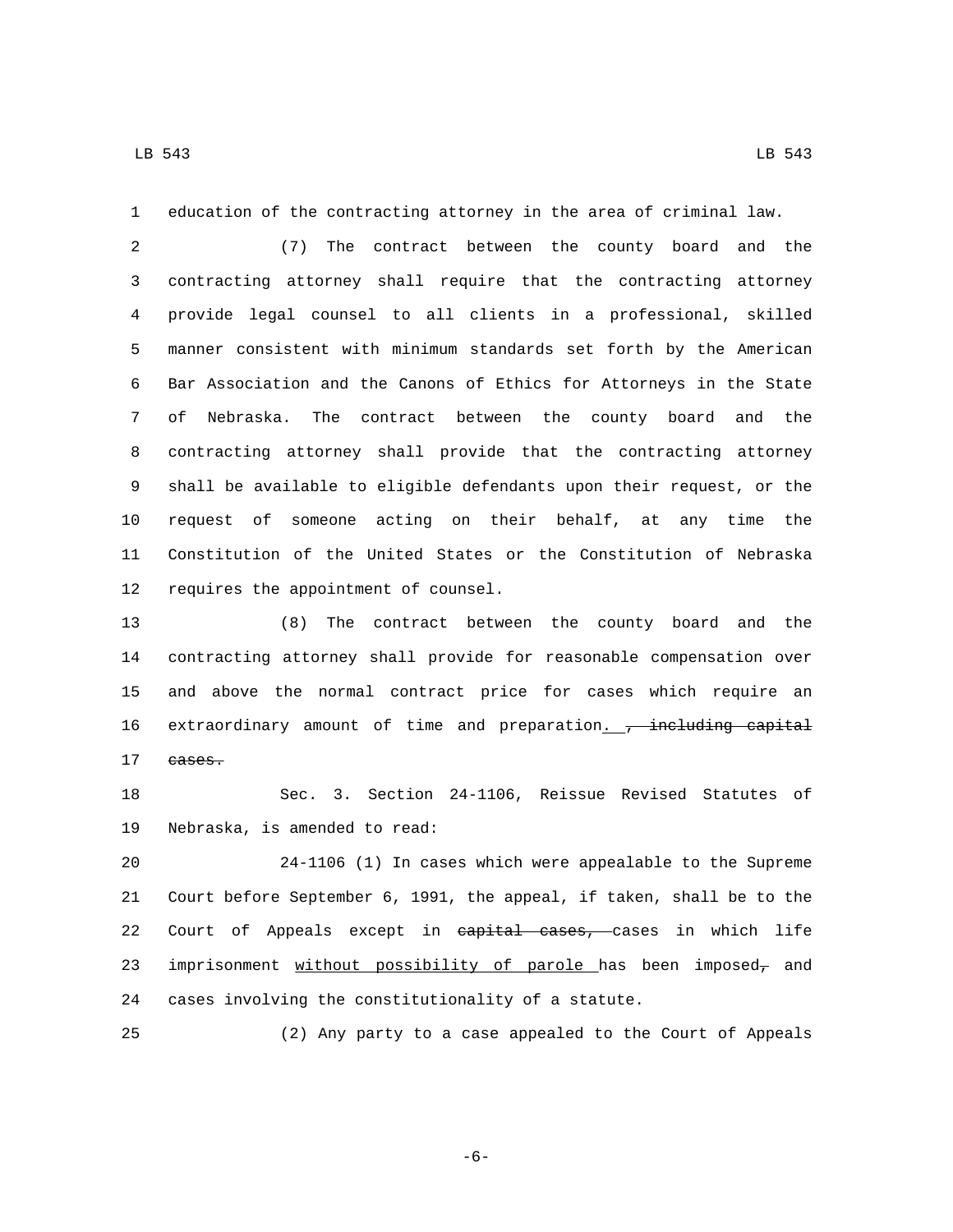education of the contracting attorney in the area of criminal law.

(7) The contract between the county board and the contracting attorney shall require that the contracting attorney provide legal counsel to all clients in a professional, skilled manner consistent with minimum standards set forth by the American Bar Association and the Canons of Ethics for Attorneys in the State of Nebraska. The contract between the county board and the contracting attorney shall provide that the contracting attorney shall be available to eligible defendants upon their request, or the request of someone acting on their behalf, at any time the Constitution of the United States or the Constitution of Nebraska requires the appointment of counsel.

(8) The contract between the county board and the contracting attorney shall provide for reasonable compensation over and above the normal contract price for cases which require an extraordinary amount of time and preparation. ~~, including capital cases.~~

Sec. 3. Section 24-1106, Reissue Revised Statutes of Nebraska, is amended to read:

24-1106 (1) In cases which were appealable to the Supreme Court before September 6, 1991, the appeal, if taken, shall be to the Court of Appeals except in ~~capital cases,~~ cases in which life imprisonment without possibility of parole has been imposed~~,~~ and cases involving the constitutionality of a statute.

(2) Any party to a case appealed to the Court of Appeals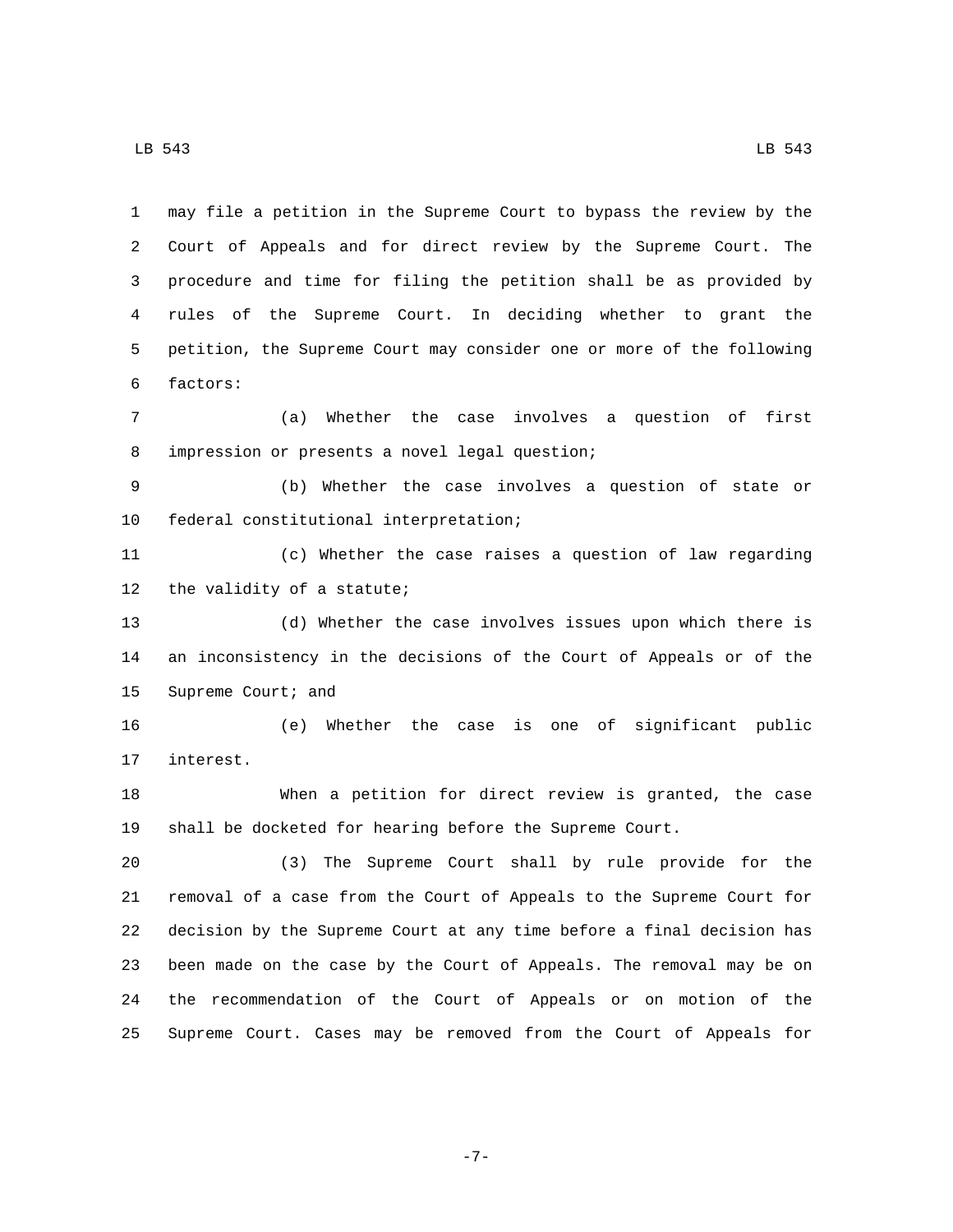may file a petition in the Supreme Court to bypass the review by the Court of Appeals and for direct review by the Supreme Court. The procedure and time for filing the petition shall be as provided by rules of the Supreme Court. In deciding whether to grant the petition, the Supreme Court may consider one or more of the following factors:

(a) Whether the case involves a question of first impression or presents a novel legal question;

(b) Whether the case involves a question of state or federal constitutional interpretation;

(c) Whether the case raises a question of law regarding the validity of a statute;

(d) Whether the case involves issues upon which there is an inconsistency in the decisions of the Court of Appeals or of the Supreme Court; and

(e) Whether the case is one of significant public interest.

When a petition for direct review is granted, the case shall be docketed for hearing before the Supreme Court.

(3) The Supreme Court shall by rule provide for the removal of a case from the Court of Appeals to the Supreme Court for decision by the Supreme Court at any time before a final decision has been made on the case by the Court of Appeals. The removal may be on the recommendation of the Court of Appeals or on motion of the Supreme Court. Cases may be removed from the Court of Appeals for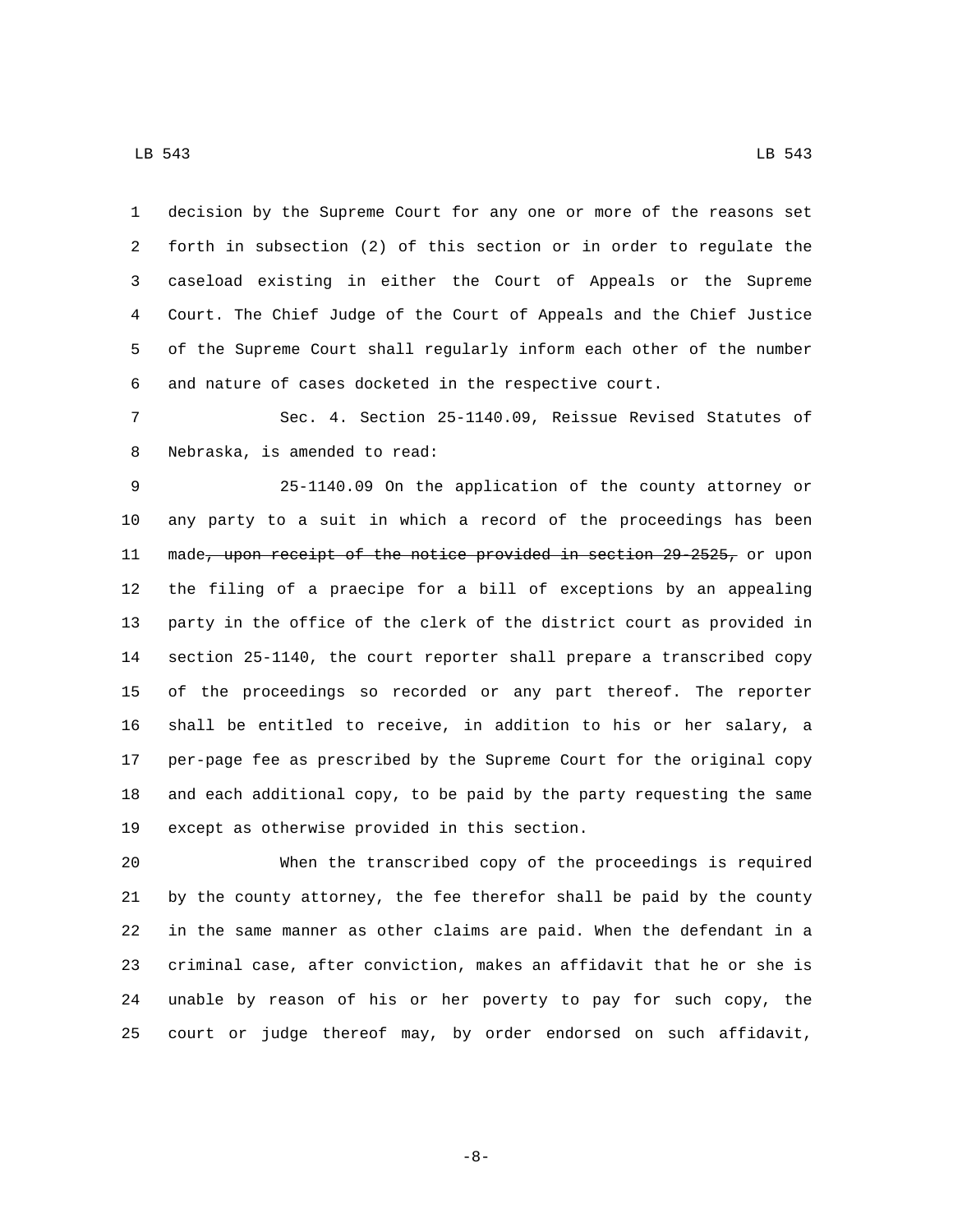decision by the Supreme Court for any one or more of the reasons set forth in subsection (2) of this section or in order to regulate the caseload existing in either the Court of Appeals or the Supreme Court. The Chief Judge of the Court of Appeals and the Chief Justice of the Supreme Court shall regularly inform each other of the number and nature of cases docketed in the respective court.

Sec. 4. Section 25-1140.09, Reissue Revised Statutes of Nebraska, is amended to read:

25-1140.09 On the application of the county attorney or any party to a suit in which a record of the proceedings has been made~~, upon receipt of the notice provided in section 29-2525,~~ or upon the filing of a praecipe for a bill of exceptions by an appealing party in the office of the clerk of the district court as provided in section 25-1140, the court reporter shall prepare a transcribed copy of the proceedings so recorded or any part thereof. The reporter shall be entitled to receive, in addition to his or her salary, a per-page fee as prescribed by the Supreme Court for the original copy and each additional copy, to be paid by the party requesting the same except as otherwise provided in this section.

When the transcribed copy of the proceedings is required by the county attorney, the fee therefor shall be paid by the county in the same manner as other claims are paid. When the defendant in a criminal case, after conviction, makes an affidavit that he or she is unable by reason of his or her poverty to pay for such copy, the court or judge thereof may, by order endorsed on such affidavit,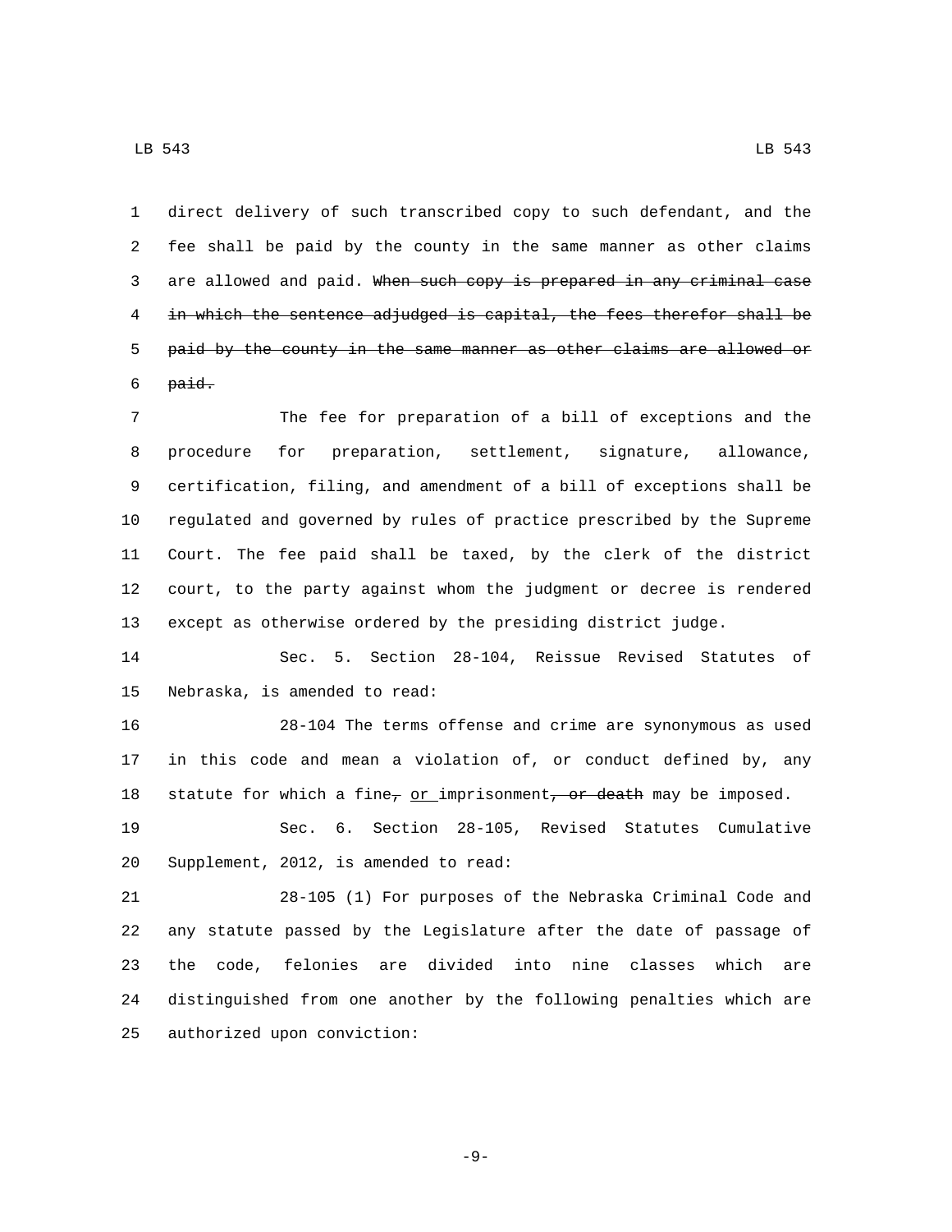direct delivery of such transcribed copy to such defendant, and the fee shall be paid by the county in the same manner as other claims are allowed and paid. ~~When such copy is prepared in any criminal case in which the sentence adjudged is capital, the fees therefor shall be paid by the county in the same manner as other claims are allowed or paid.~~

The fee for preparation of a bill of exceptions and the procedure for preparation, settlement, signature, allowance, certification, filing, and amendment of a bill of exceptions shall be regulated and governed by rules of practice prescribed by the Supreme Court. The fee paid shall be taxed, by the clerk of the district court, to the party against whom the judgment or decree is rendered except as otherwise ordered by the presiding district judge.

Sec. 5. Section 28-104, Reissue Revised Statutes of Nebraska, is amended to read:

28-104 The terms offense and crime are synonymous as used in this code and mean a violation of, or conduct defined by, any statute for which a fine~~,~~ <u>or</u> imprisonment~~, or death~~ may be imposed.

Sec. 6. Section 28-105, Revised Statutes Cumulative Supplement, 2012, is amended to read:

28-105 (1) For purposes of the Nebraska Criminal Code and any statute passed by the Legislature after the date of passage of the code, felonies are divided into nine classes which are distinguished from one another by the following penalties which are authorized upon conviction: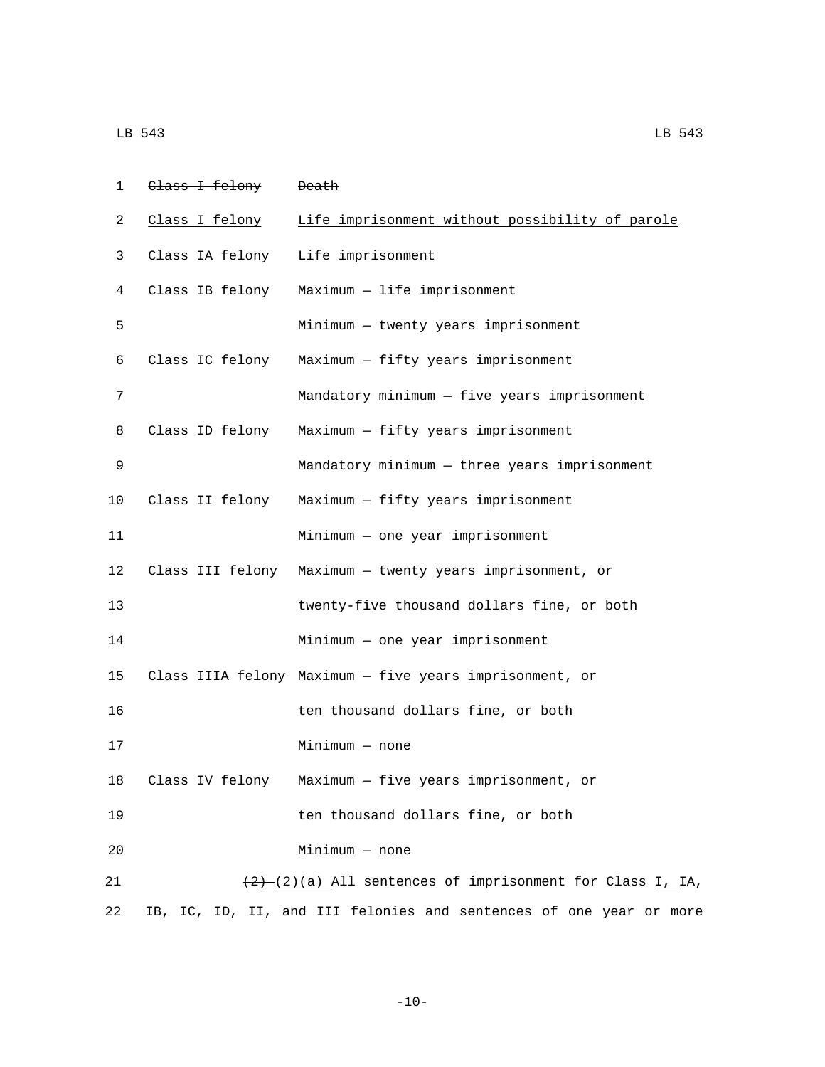| | |
|---|---|
| ~~Class I felony~~ | ~~Death~~ |
| <u>Class I felony</u> | <u>Life imprisonment without possibility of parole</u> |
| Class IA felony | Life imprisonment |
| Class IB felony | Maximum — life imprisonment |
| | Minimum — twenty years imprisonment |
| Class IC felony | Maximum — fifty years imprisonment |
| | Mandatory minimum — five years imprisonment |
| Class ID felony | Maximum — fifty years imprisonment |
| | Mandatory minimum — three years imprisonment |
| Class II felony | Maximum — fifty years imprisonment |
| | Minimum — one year imprisonment |
| Class III felony | Maximum — twenty years imprisonment, or twenty-five thousand dollars fine, or both |
| | Minimum — one year imprisonment |
| Class IIIA felony | Maximum — five years imprisonment, or ten thousand dollars fine, or both |
| | Minimum — none |
| Class IV felony | Maximum — five years imprisonment, or ten thousand dollars fine, or both |
| | Minimum — none |

~~(2)~~ <u>(2)(a)</u> All sentences of imprisonment for Class <u>I,</u> IA, IB, IC, ID, II, and III felonies and sentences of one year or more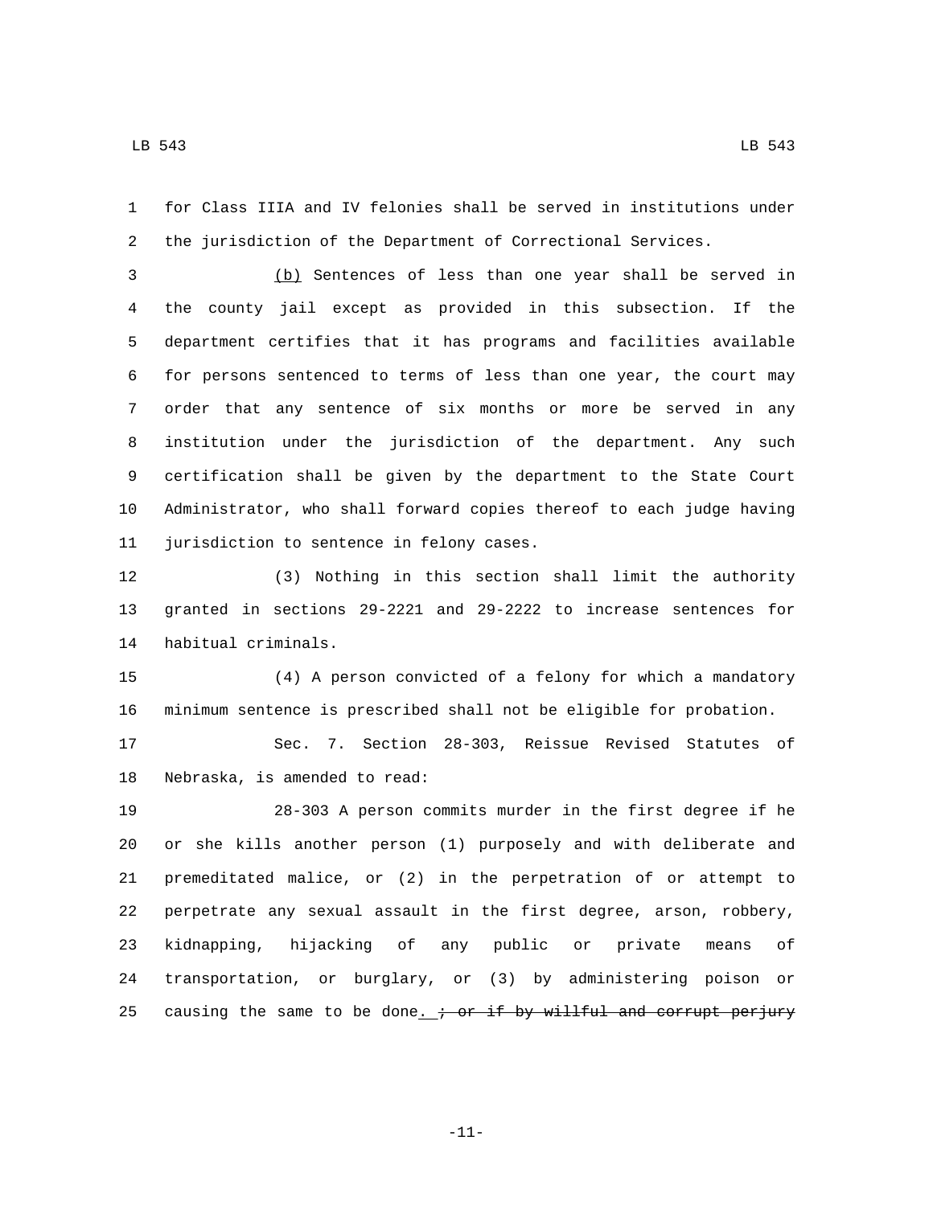for Class IIIA and IV felonies shall be served in institutions under the jurisdiction of the Department of Correctional Services.

<u>(b)</u> Sentences of less than one year shall be served in the county jail except as provided in this subsection. If the department certifies that it has programs and facilities available for persons sentenced to terms of less than one year, the court may order that any sentence of six months or more be served in any institution under the jurisdiction of the department. Any such certification shall be given by the department to the State Court Administrator, who shall forward copies thereof to each judge having jurisdiction to sentence in felony cases.

(3) Nothing in this section shall limit the authority granted in sections 29-2221 and 29-2222 to increase sentences for habitual criminals.

(4) A person convicted of a felony for which a mandatory minimum sentence is prescribed shall not be eligible for probation.

Sec. 7. Section 28-303, Reissue Revised Statutes of Nebraska, is amended to read:

28-303 A person commits murder in the first degree if he or she kills another person (1) purposely and with deliberate and premeditated malice, or (2) in the perpetration of or attempt to perpetrate any sexual assault in the first degree, arson, robbery, kidnapping, hijacking of any public or private means of transportation, or burglary, or (3) by administering poison or causing the same to be done<u>.</u> ~~; or if by willful and corrupt perjury~~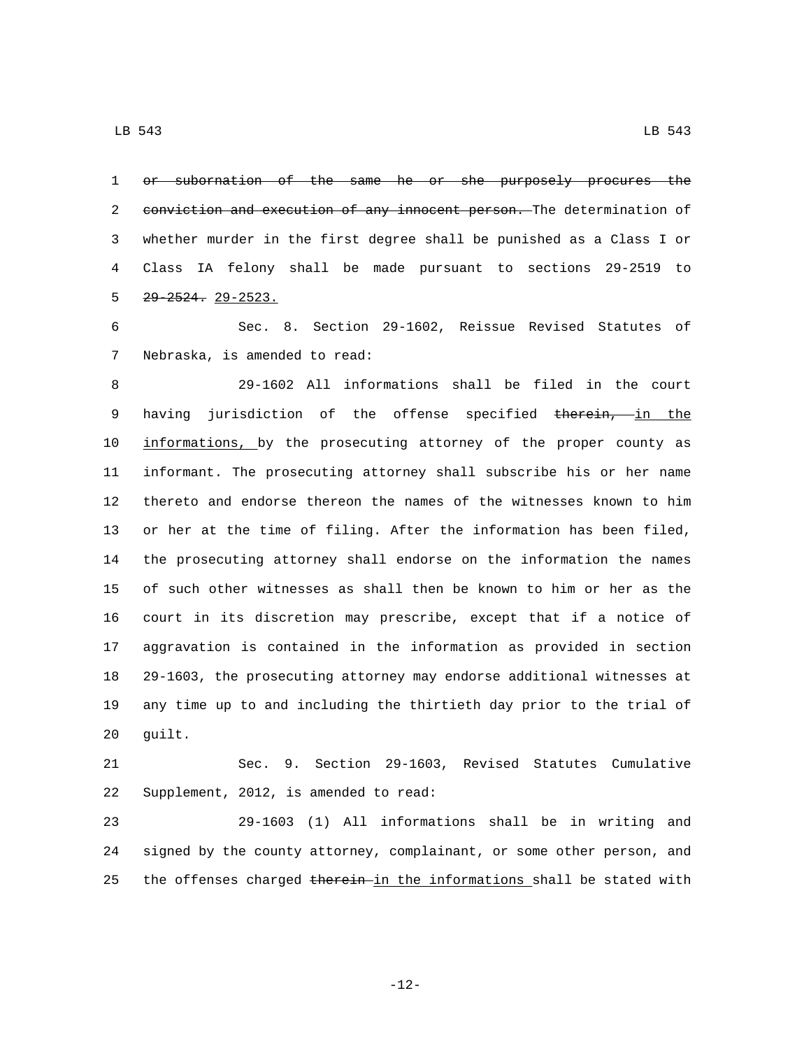~~or subornation of the same he or she purposely procures the conviction and execution of any innocent person.~~ The determination of whether murder in the first degree shall be punished as a Class I or Class IA felony shall be made pursuant to sections 29-2519 to ~~29-2524.~~ 29-2523.

Sec. 8. Section 29-1602, Reissue Revised Statutes of Nebraska, is amended to read:

29-1602 All informations shall be filed in the court having jurisdiction of the offense specified ~~therein,~~ in the informations, by the prosecuting attorney of the proper county as informant. The prosecuting attorney shall subscribe his or her name thereto and endorse thereon the names of the witnesses known to him or her at the time of filing. After the information has been filed, the prosecuting attorney shall endorse on the information the names of such other witnesses as shall then be known to him or her as the court in its discretion may prescribe, except that if a notice of aggravation is contained in the information as provided in section 29-1603, the prosecuting attorney may endorse additional witnesses at any time up to and including the thirtieth day prior to the trial of guilt.

Sec. 9. Section 29-1603, Revised Statutes Cumulative Supplement, 2012, is amended to read:

29-1603 (1) All informations shall be in writing and signed by the county attorney, complainant, or some other person, and the offenses charged ~~therein~~ in the informations shall be stated with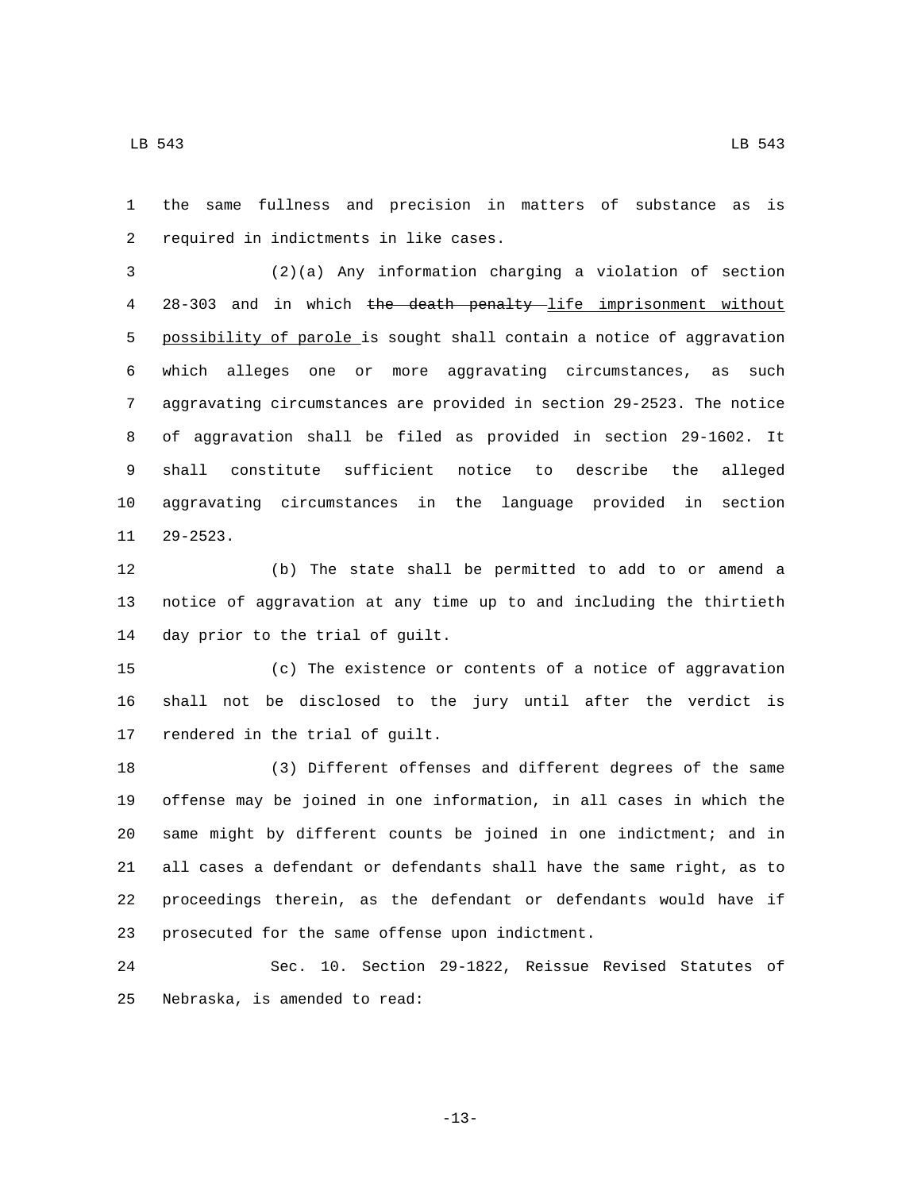the same fullness and precision in matters of substance as is required in indictments in like cases.

(2)(a) Any information charging a violation of section 28-303 and in which ~~the death penalty~~ <u>life imprisonment without possibility of parole</u> is sought shall contain a notice of aggravation which alleges one or more aggravating circumstances, as such aggravating circumstances are provided in section 29-2523. The notice of aggravation shall be filed as provided in section 29-1602. It shall constitute sufficient notice to describe the alleged aggravating circumstances in the language provided in section 29-2523.

(b) The state shall be permitted to add to or amend a notice of aggravation at any time up to and including the thirtieth day prior to the trial of guilt.

(c) The existence or contents of a notice of aggravation shall not be disclosed to the jury until after the verdict is rendered in the trial of guilt.

(3) Different offenses and different degrees of the same offense may be joined in one information, in all cases in which the same might by different counts be joined in one indictment; and in all cases a defendant or defendants shall have the same right, as to proceedings therein, as the defendant or defendants would have if prosecuted for the same offense upon indictment.

Sec. 10. Section 29-1822, Reissue Revised Statutes of Nebraska, is amended to read: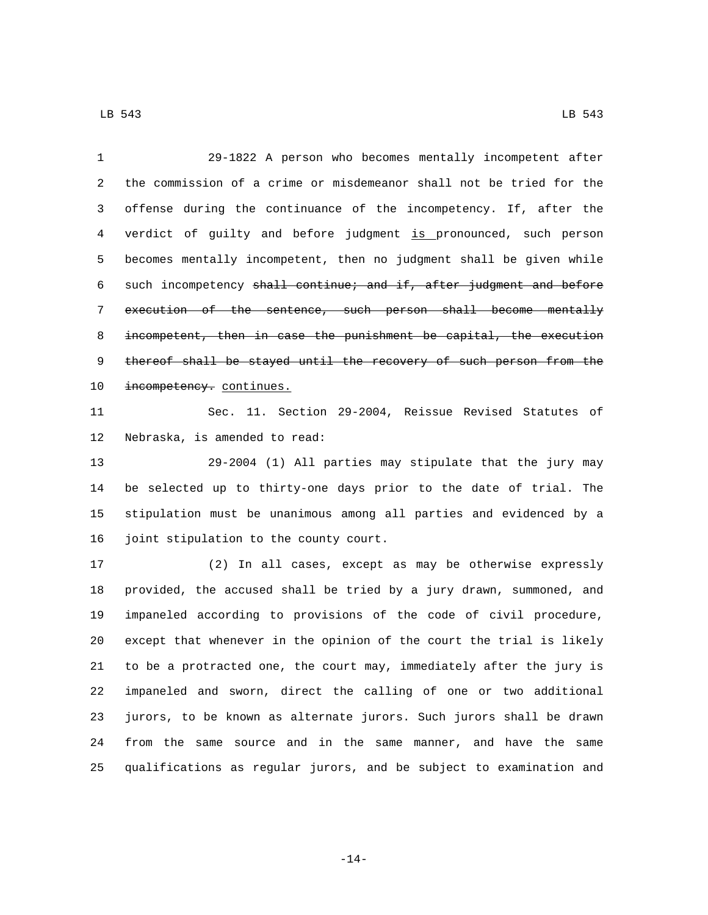29-1822 A person who becomes mentally incompetent after the commission of a crime or misdemeanor shall not be tried for the offense during the continuance of the incompetency. If, after the verdict of guilty and before judgment <u>is </u>pronounced, such person becomes mentally incompetent, then no judgment shall be given while such incompetency ~~shall continue; and if, after judgment and before execution of the sentence, such person shall become mentally incompetent, then in case the punishment be capital, the execution thereof shall be stayed until the recovery of such person from the incompetency.~~ <u>continues.</u>

Sec. 11. Section 29-2004, Reissue Revised Statutes of Nebraska, is amended to read:

29-2004 (1) All parties may stipulate that the jury may be selected up to thirty-one days prior to the date of trial. The stipulation must be unanimous among all parties and evidenced by a joint stipulation to the county court.

(2) In all cases, except as may be otherwise expressly provided, the accused shall be tried by a jury drawn, summoned, and impaneled according to provisions of the code of civil procedure, except that whenever in the opinion of the court the trial is likely to be a protracted one, the court may, immediately after the jury is impaneled and sworn, direct the calling of one or two additional jurors, to be known as alternate jurors. Such jurors shall be drawn from the same source and in the same manner, and have the same qualifications as regular jurors, and be subject to examination and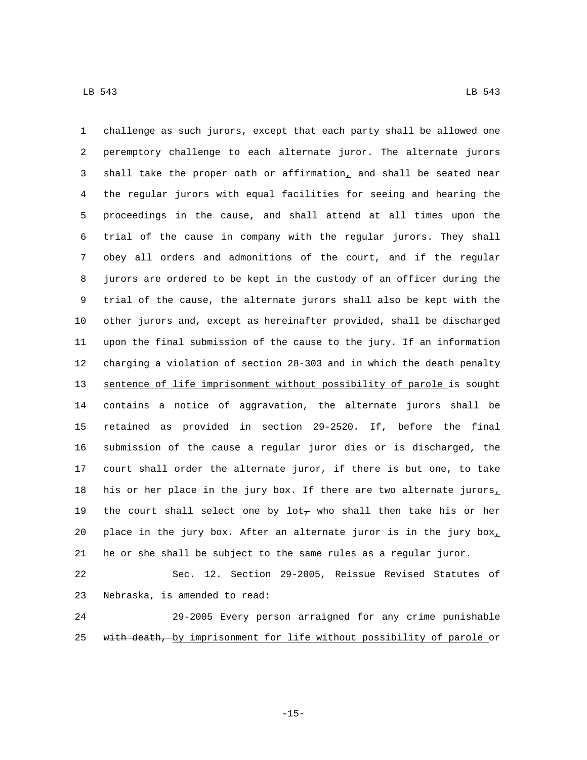challenge as such jurors, except that each party shall be allowed one peremptory challenge to each alternate juror. The alternate jurors shall take the proper oath or affirmation, ~~and~~ shall be seated near the regular jurors with equal facilities for seeing and hearing the proceedings in the cause, and shall attend at all times upon the trial of the cause in company with the regular jurors. They shall obey all orders and admonitions of the court, and if the regular jurors are ordered to be kept in the custody of an officer during the trial of the cause, the alternate jurors shall also be kept with the other jurors and, except as hereinafter provided, shall be discharged upon the final submission of the cause to the jury. If an information charging a violation of section 28-303 and in which the ~~death penalty~~ sentence of life imprisonment without possibility of parole is sought contains a notice of aggravation, the alternate jurors shall be retained as provided in section 29-2520. If, before the final submission of the cause a regular juror dies or is discharged, the court shall order the alternate juror, if there is but one, to take his or her place in the jury box. If there are two alternate jurors, the court shall select one by lot~~,~~ who shall then take his or her place in the jury box. After an alternate juror is in the jury box, he or she shall be subject to the same rules as a regular juror.

Sec. 12. Section 29-2005, Reissue Revised Statutes of Nebraska, is amended to read:

29-2005 Every person arraigned for any crime punishable ~~with death,~~ by imprisonment for life without possibility of parole or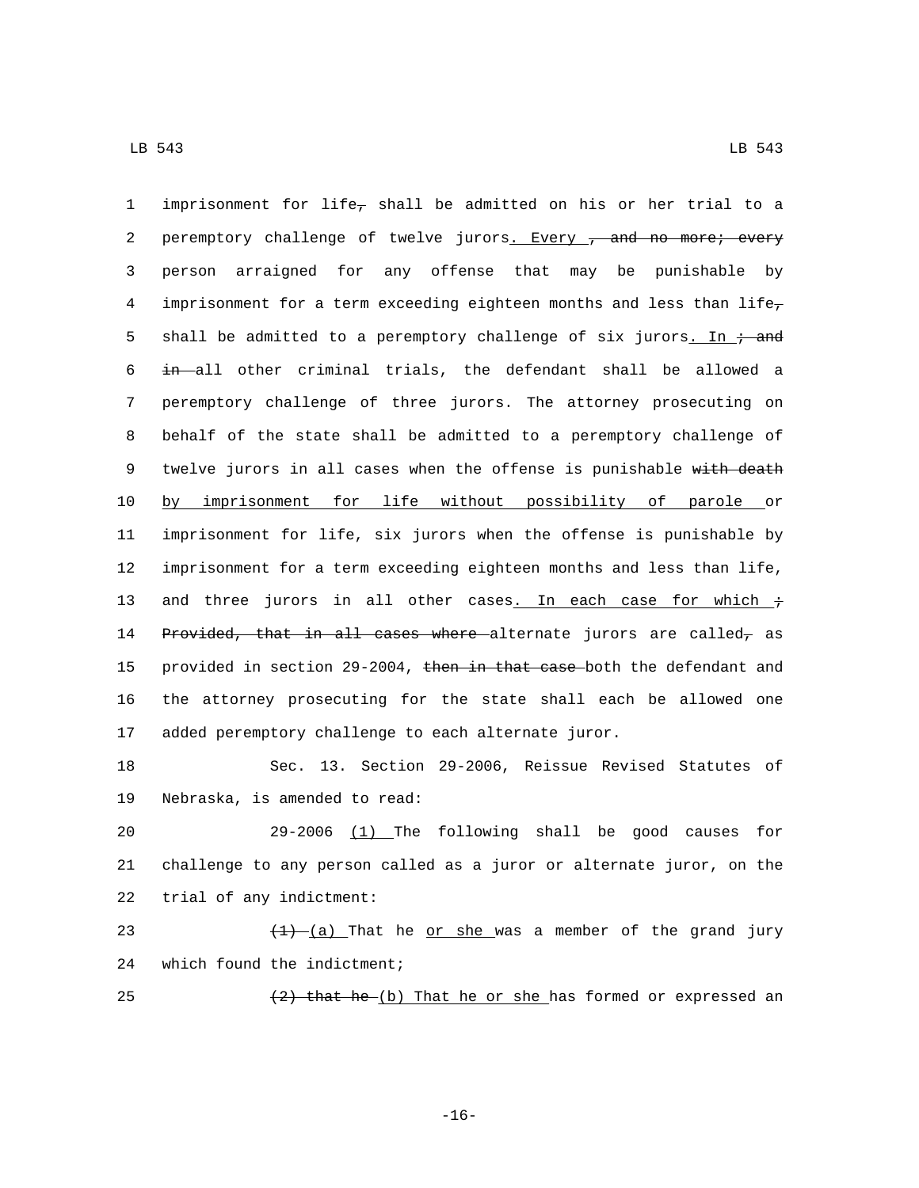imprisonment for life~~,~~ shall be admitted on his or her trial to a peremptory challenge of twelve jurors<u>. Every </u>~~, and no more; every~~ person arraigned for any offense that may be punishable by imprisonment for a term exceeding eighteen months and less than life~~,~~ shall be admitted to a peremptory challenge of six jurors<u>. In </u>~~; and in~~ all other criminal trials, the defendant shall be allowed a peremptory challenge of three jurors. The attorney prosecuting on behalf of the state shall be admitted to a peremptory challenge of twelve jurors in all cases when the offense is punishable ~~with death~~ <u>by imprisonment for life without possibility of parole </u>or imprisonment for life, six jurors when the offense is punishable by imprisonment for a term exceeding eighteen months and less than life, and three jurors in all other cases<u>. In each case for which </u>~~; Provided, that in all cases where~~ alternate jurors are called~~,~~ as provided in section 29-2004, ~~then in that case~~ both the defendant and the attorney prosecuting for the state shall each be allowed one added peremptory challenge to each alternate juror.

Sec. 13. Section 29-2006, Reissue Revised Statutes of Nebraska, is amended to read:

29-2006 <u>(1) </u>The following shall be good causes for challenge to any person called as a juror or alternate juror, on the trial of any indictment:

~~(1)~~ <u>(a) </u>That he <u>or she </u>was a member of the grand jury which found the indictment;

~~(2) that he~~ <u>(b) That he or she </u>has formed or expressed an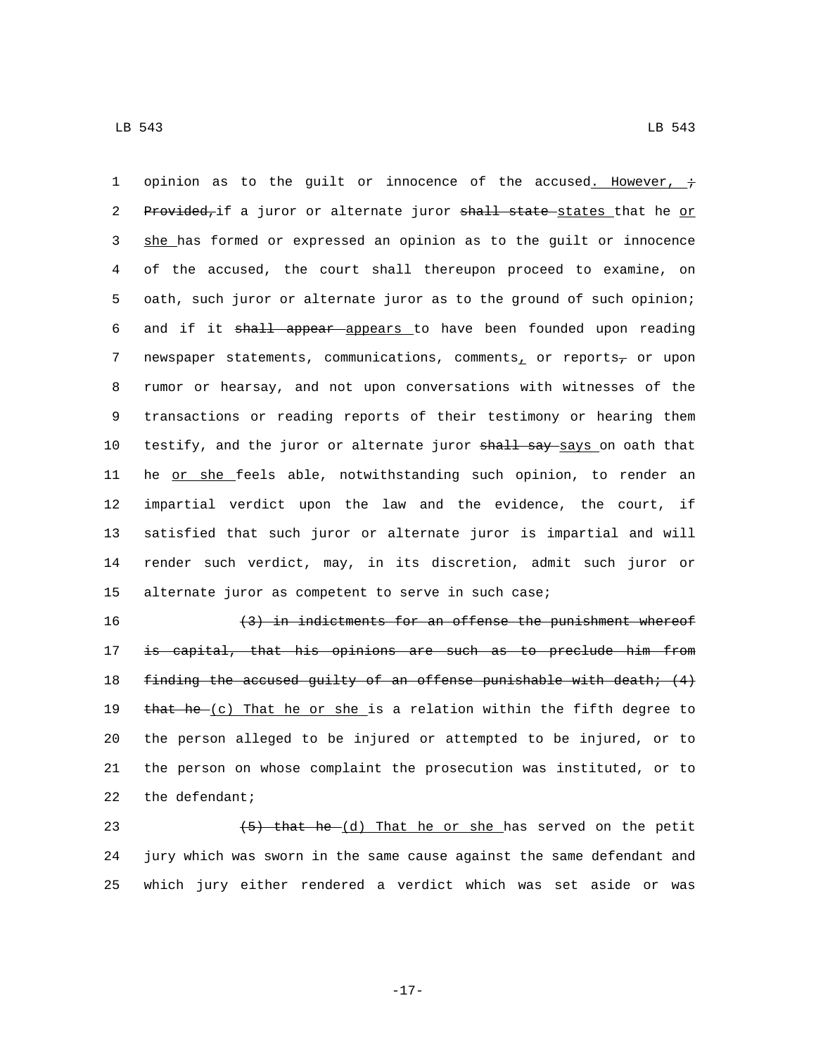opinion as to the guilt or innocence of the accused. However, ; Provided, if a juror or alternate juror shall state states that he or she has formed or expressed an opinion as to the guilt or innocence of the accused, the court shall thereupon proceed to examine, on oath, such juror or alternate juror as to the ground of such opinion; and if it shall appear appears to have been founded upon reading newspaper statements, communications, comments, or reports, or upon rumor or hearsay, and not upon conversations with witnesses of the transactions or reading reports of their testimony or hearing them testify, and the juror or alternate juror shall say says on oath that he or she feels able, notwithstanding such opinion, to render an impartial verdict upon the law and the evidence, the court, if satisfied that such juror or alternate juror is impartial and will render such verdict, may, in its discretion, admit such juror or alternate juror as competent to serve in such case;

(3) in indictments for an offense the punishment whereof is capital, that his opinions are such as to preclude him from finding the accused guilty of an offense punishable with death; (4) that he (c) That he or she is a relation within the fifth degree to the person alleged to be injured or attempted to be injured, or to the person on whose complaint the prosecution was instituted, or to the defendant;

(5) that he (d) That he or she has served on the petit jury which was sworn in the same cause against the same defendant and which jury either rendered a verdict which was set aside or was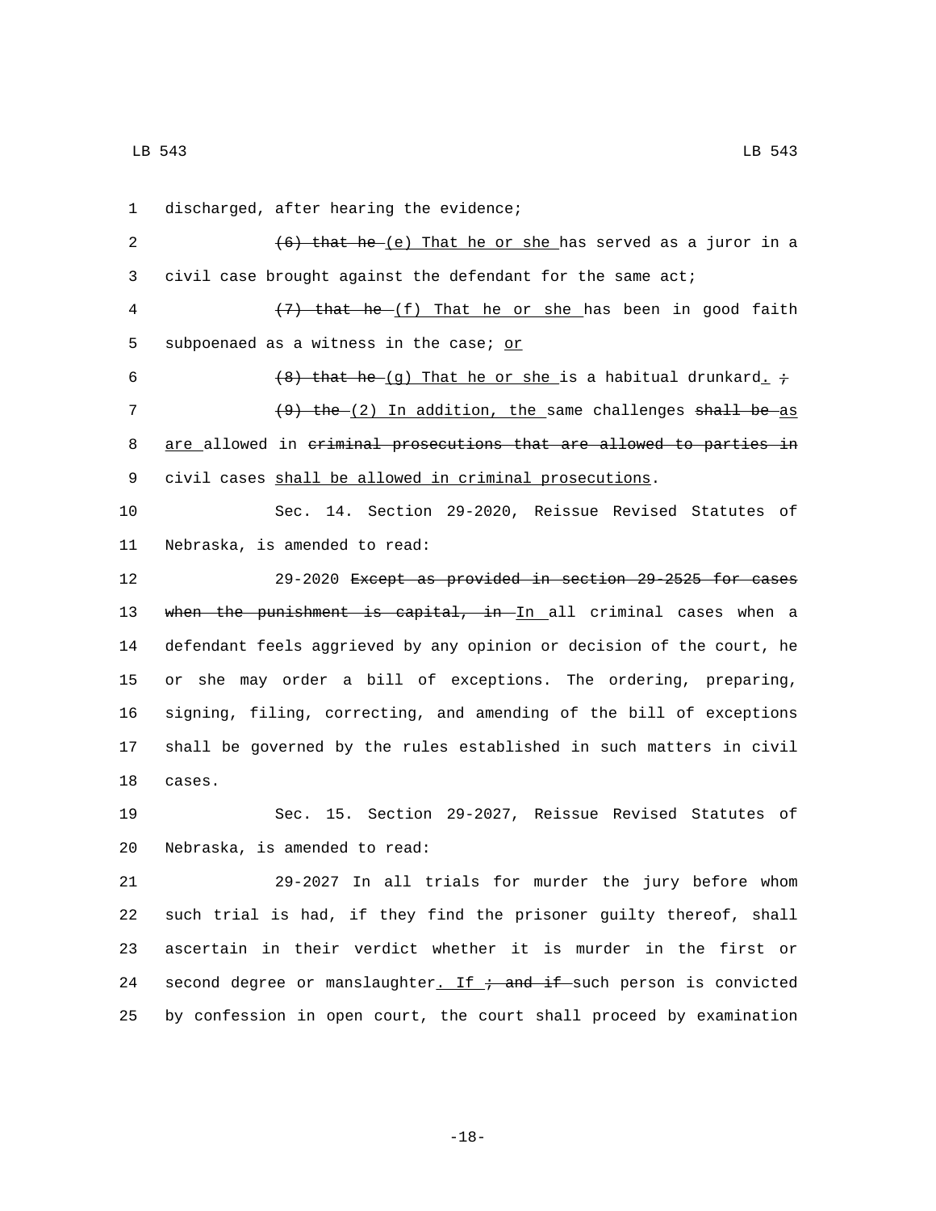discharged, after hearing the evidence;

~~(6) that he~~ (e) That he or she has served as a juror in a civil case brought against the defendant for the same act;

~~(7) that he~~ (f) That he or she has been in good faith subpoenaed as a witness in the case; or

~~(8) that he~~ (g) That he or she is a habitual drunkard. ~~;~~

~~(9) the~~ (2) In addition, the same challenges ~~shall be~~ as are allowed in ~~criminal prosecutions that are allowed to parties in~~ civil cases shall be allowed in criminal prosecutions.

Sec. 14. Section 29-2020, Reissue Revised Statutes of Nebraska, is amended to read:

29-2020 ~~Except as provided in section 29-2525 for cases when the punishment is capital, in~~ In all criminal cases when a defendant feels aggrieved by any opinion or decision of the court, he or she may order a bill of exceptions. The ordering, preparing, signing, filing, correcting, and amending of the bill of exceptions shall be governed by the rules established in such matters in civil cases.

Sec. 15. Section 29-2027, Reissue Revised Statutes of Nebraska, is amended to read:

29-2027 In all trials for murder the jury before whom such trial is had, if they find the prisoner guilty thereof, shall ascertain in their verdict whether it is murder in the first or second degree or manslaughter. If ~~; and if~~ such person is convicted by confession in open court, the court shall proceed by examination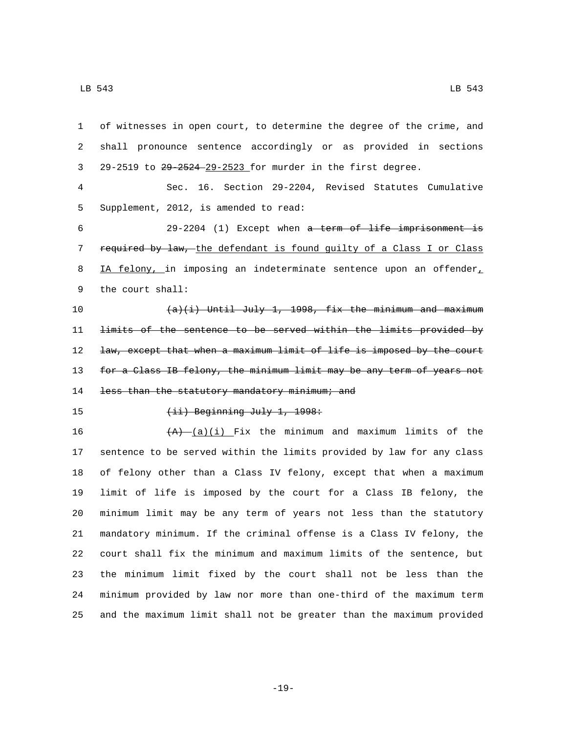of witnesses in open court, to determine the degree of the crime, and shall pronounce sentence accordingly or as provided in sections 29-2519 to ~~29-2524~~ 29-2523 for murder in the first degree.

Sec. 16. Section 29-2204, Revised Statutes Cumulative Supplement, 2012, is amended to read:

29-2204 (1) Except when ~~a term of life imprisonment is required by law,~~ the defendant is found guilty of a Class I or Class IA felony, in imposing an indeterminate sentence upon an offender, the court shall:

~~(a)(i) Until July 1, 1998, fix the minimum and maximum limits of the sentence to be served within the limits provided by law, except that when a maximum limit of life is imposed by the court for a Class IB felony, the minimum limit may be any term of years not less than the statutory mandatory minimum; and~~

~~(ii) Beginning July 1, 1998:~~

~~(A)~~ (a)(i) Fix the minimum and maximum limits of the sentence to be served within the limits provided by law for any class of felony other than a Class IV felony, except that when a maximum limit of life is imposed by the court for a Class IB felony, the minimum limit may be any term of years not less than the statutory mandatory minimum. If the criminal offense is a Class IV felony, the court shall fix the minimum and maximum limits of the sentence, but the minimum limit fixed by the court shall not be less than the minimum provided by law nor more than one-third of the maximum term and the maximum limit shall not be greater than the maximum provided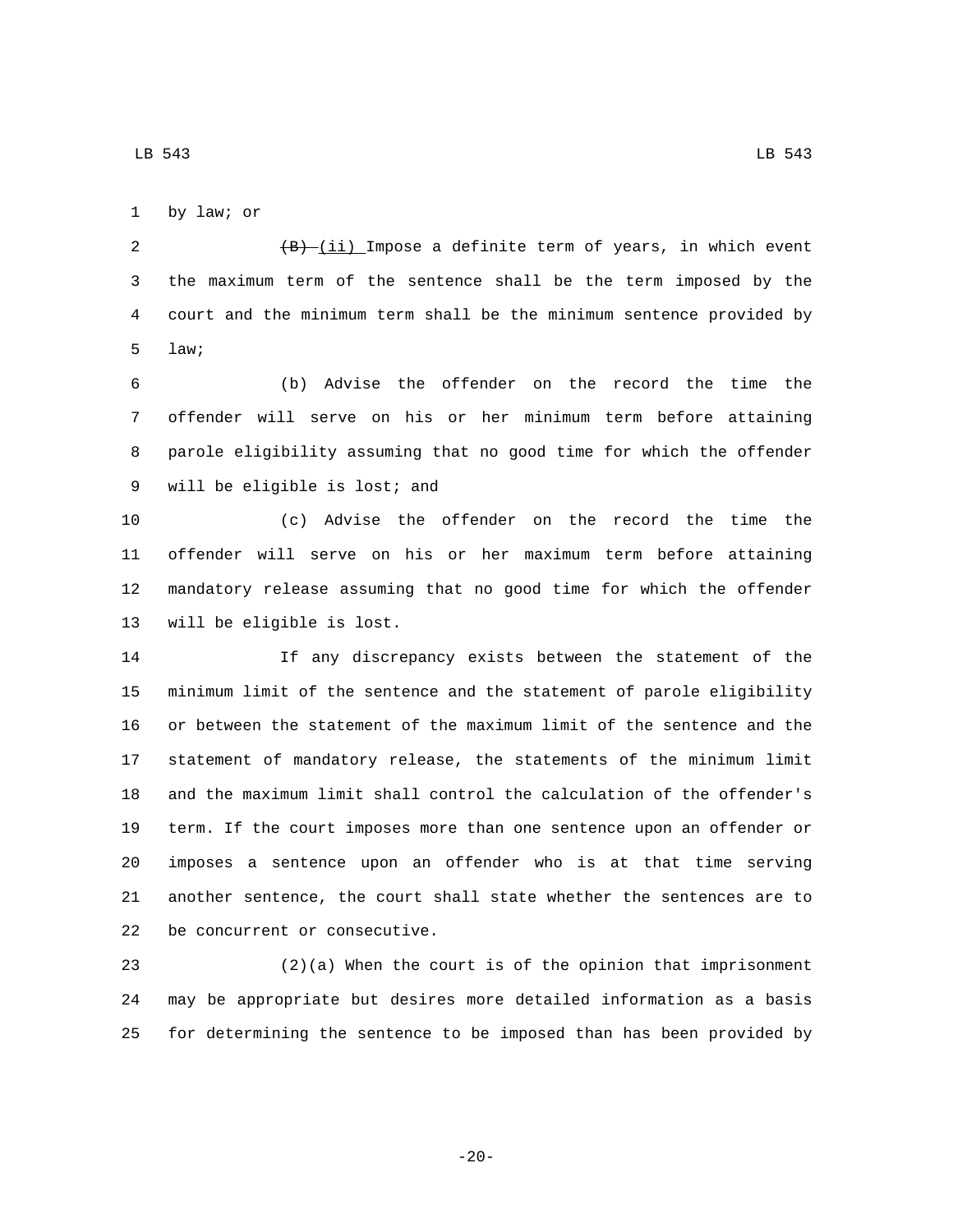by law; or

~~(B)~~ (ii) Impose a definite term of years, in which event the maximum term of the sentence shall be the term imposed by the court and the minimum term shall be the minimum sentence provided by law;

(b) Advise the offender on the record the time the offender will serve on his or her minimum term before attaining parole eligibility assuming that no good time for which the offender will be eligible is lost; and

(c) Advise the offender on the record the time the offender will serve on his or her maximum term before attaining mandatory release assuming that no good time for which the offender will be eligible is lost.

If any discrepancy exists between the statement of the minimum limit of the sentence and the statement of parole eligibility or between the statement of the maximum limit of the sentence and the statement of mandatory release, the statements of the minimum limit and the maximum limit shall control the calculation of the offender's term. If the court imposes more than one sentence upon an offender or imposes a sentence upon an offender who is at that time serving another sentence, the court shall state whether the sentences are to be concurrent or consecutive.

(2)(a) When the court is of the opinion that imprisonment may be appropriate but desires more detailed information as a basis for determining the sentence to be imposed than has been provided by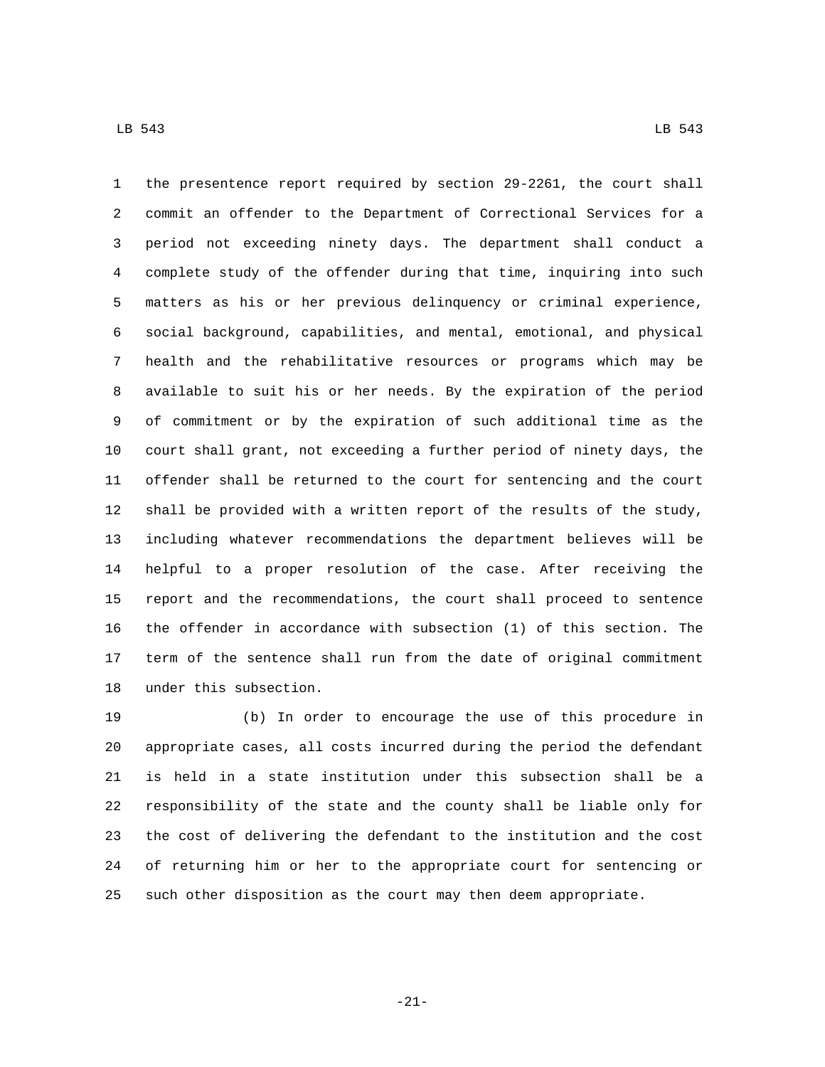the presentence report required by section 29-2261, the court shall commit an offender to the Department of Correctional Services for a period not exceeding ninety days. The department shall conduct a complete study of the offender during that time, inquiring into such matters as his or her previous delinquency or criminal experience, social background, capabilities, and mental, emotional, and physical health and the rehabilitative resources or programs which may be available to suit his or her needs. By the expiration of the period of commitment or by the expiration of such additional time as the court shall grant, not exceeding a further period of ninety days, the offender shall be returned to the court for sentencing and the court shall be provided with a written report of the results of the study, including whatever recommendations the department believes will be helpful to a proper resolution of the case. After receiving the report and the recommendations, the court shall proceed to sentence the offender in accordance with subsection (1) of this section. The term of the sentence shall run from the date of original commitment under this subsection.

(b) In order to encourage the use of this procedure in appropriate cases, all costs incurred during the period the defendant is held in a state institution under this subsection shall be a responsibility of the state and the county shall be liable only for the cost of delivering the defendant to the institution and the cost of returning him or her to the appropriate court for sentencing or such other disposition as the court may then deem appropriate.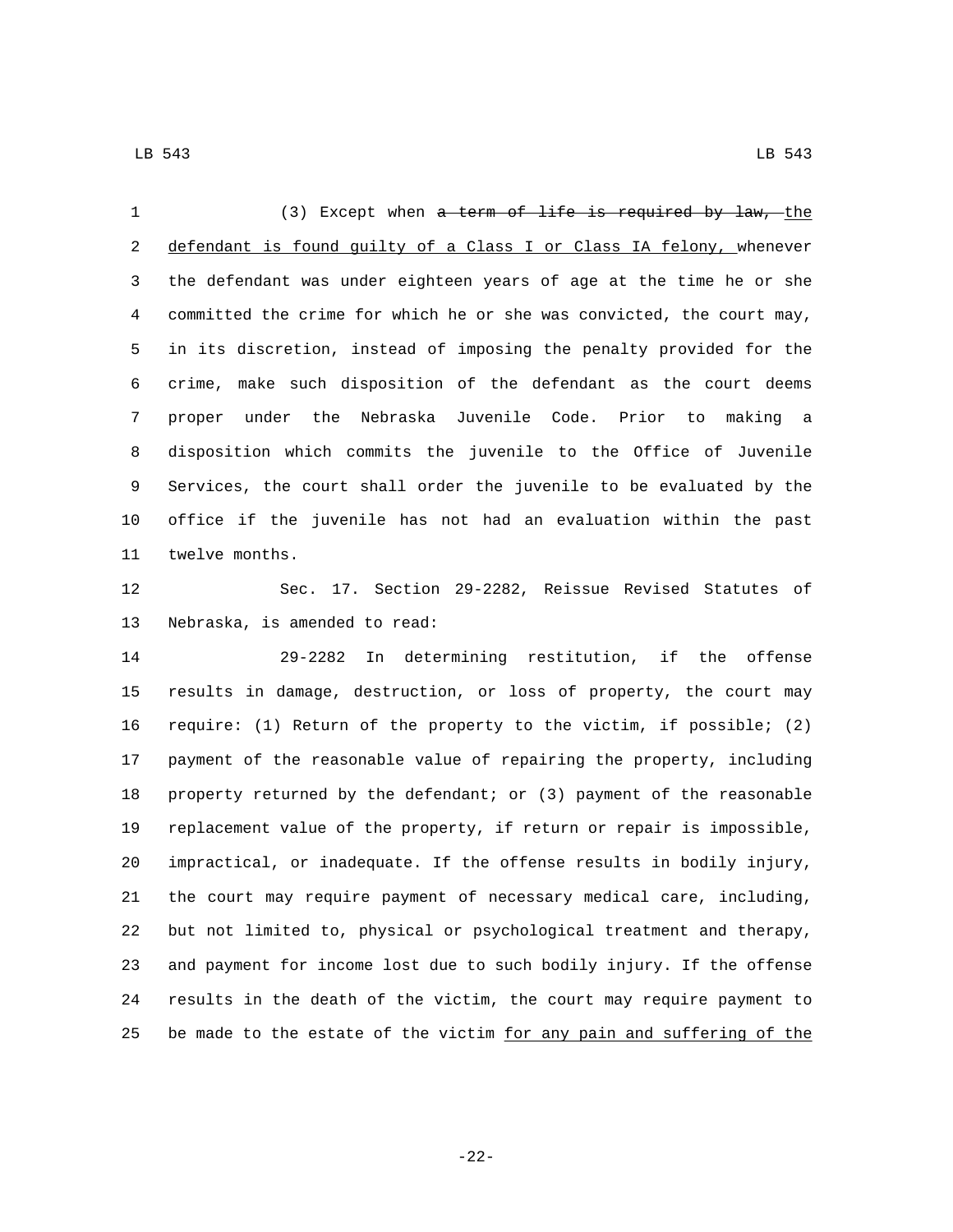(3) Except when ~~a term of life is required by law,~~ <u>the defendant is found guilty of a Class I or Class IA felony,</u> whenever the defendant was under eighteen years of age at the time he or she committed the crime for which he or she was convicted, the court may, in its discretion, instead of imposing the penalty provided for the crime, make such disposition of the defendant as the court deems proper under the Nebraska Juvenile Code. Prior to making a disposition which commits the juvenile to the Office of Juvenile Services, the court shall order the juvenile to be evaluated by the office if the juvenile has not had an evaluation within the past twelve months.

Sec. 17. Section 29-2282, Reissue Revised Statutes of Nebraska, is amended to read:

29-2282 In determining restitution, if the offense results in damage, destruction, or loss of property, the court may require: (1) Return of the property to the victim, if possible; (2) payment of the reasonable value of repairing the property, including property returned by the defendant; or (3) payment of the reasonable replacement value of the property, if return or repair is impossible, impractical, or inadequate. If the offense results in bodily injury, the court may require payment of necessary medical care, including, but not limited to, physical or psychological treatment and therapy, and payment for income lost due to such bodily injury. If the offense results in the death of the victim, the court may require payment to be made to the estate of the victim <u>for any pain and suffering of the</u>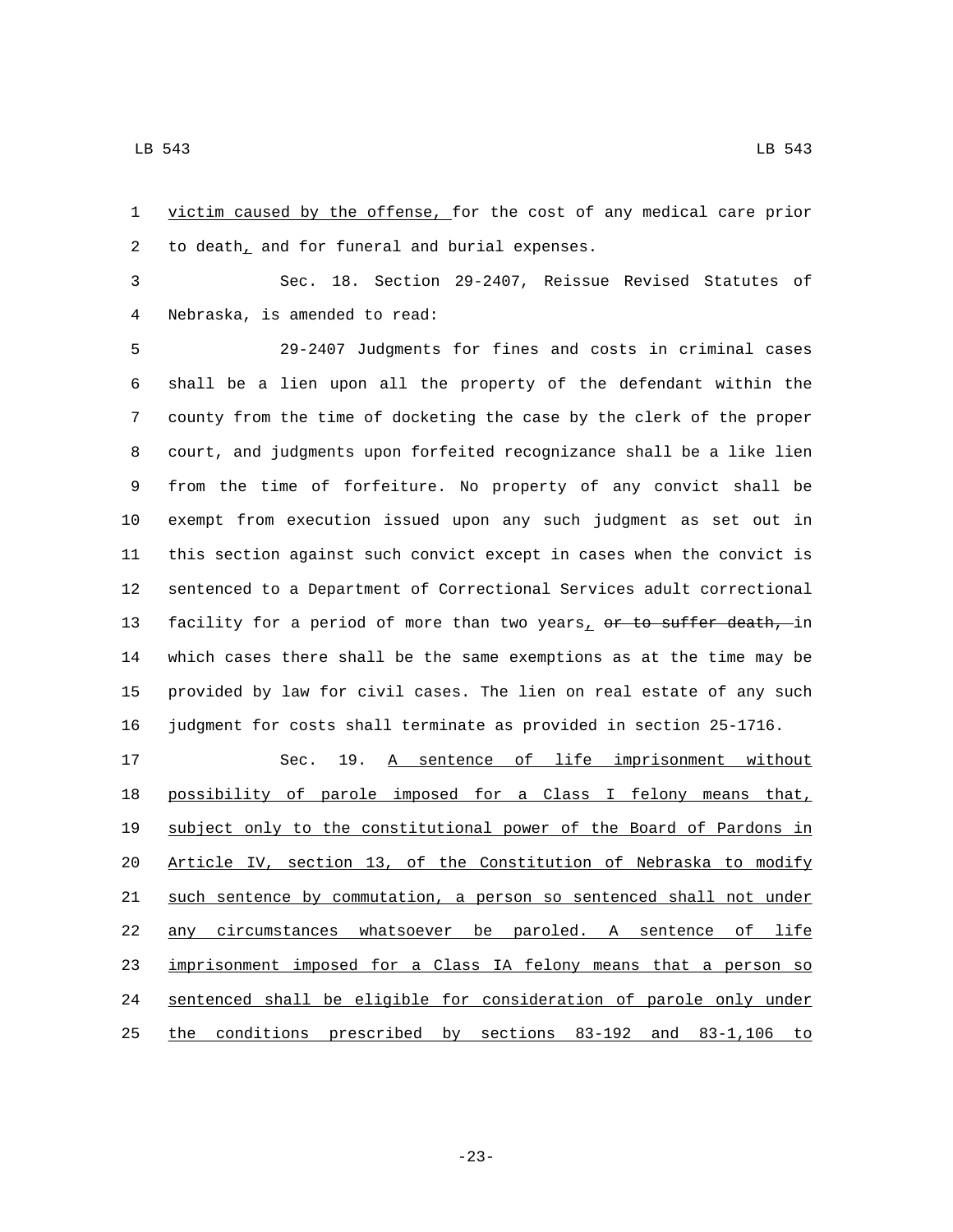victim caused by the offense, for the cost of any medical care prior to death, and for funeral and burial expenses.

Sec. 18. Section 29-2407, Reissue Revised Statutes of Nebraska, is amended to read:

29-2407 Judgments for fines and costs in criminal cases shall be a lien upon all the property of the defendant within the county from the time of docketing the case by the clerk of the proper court, and judgments upon forfeited recognizance shall be a like lien from the time of forfeiture. No property of any convict shall be exempt from execution issued upon any such judgment as set out in this section against such convict except in cases when the convict is sentenced to a Department of Correctional Services adult correctional facility for a period of more than two years, ~~or to suffer death,~~ in which cases there shall be the same exemptions as at the time may be provided by law for civil cases. The lien on real estate of any such judgment for costs shall terminate as provided in section 25-1716.

Sec. 19. A sentence of life imprisonment without possibility of parole imposed for a Class I felony means that, subject only to the constitutional power of the Board of Pardons in Article IV, section 13, of the Constitution of Nebraska to modify such sentence by commutation, a person so sentenced shall not under any circumstances whatsoever be paroled. A sentence of life imprisonment imposed for a Class IA felony means that a person so sentenced shall be eligible for consideration of parole only under the conditions prescribed by sections 83-192 and 83-1,106 to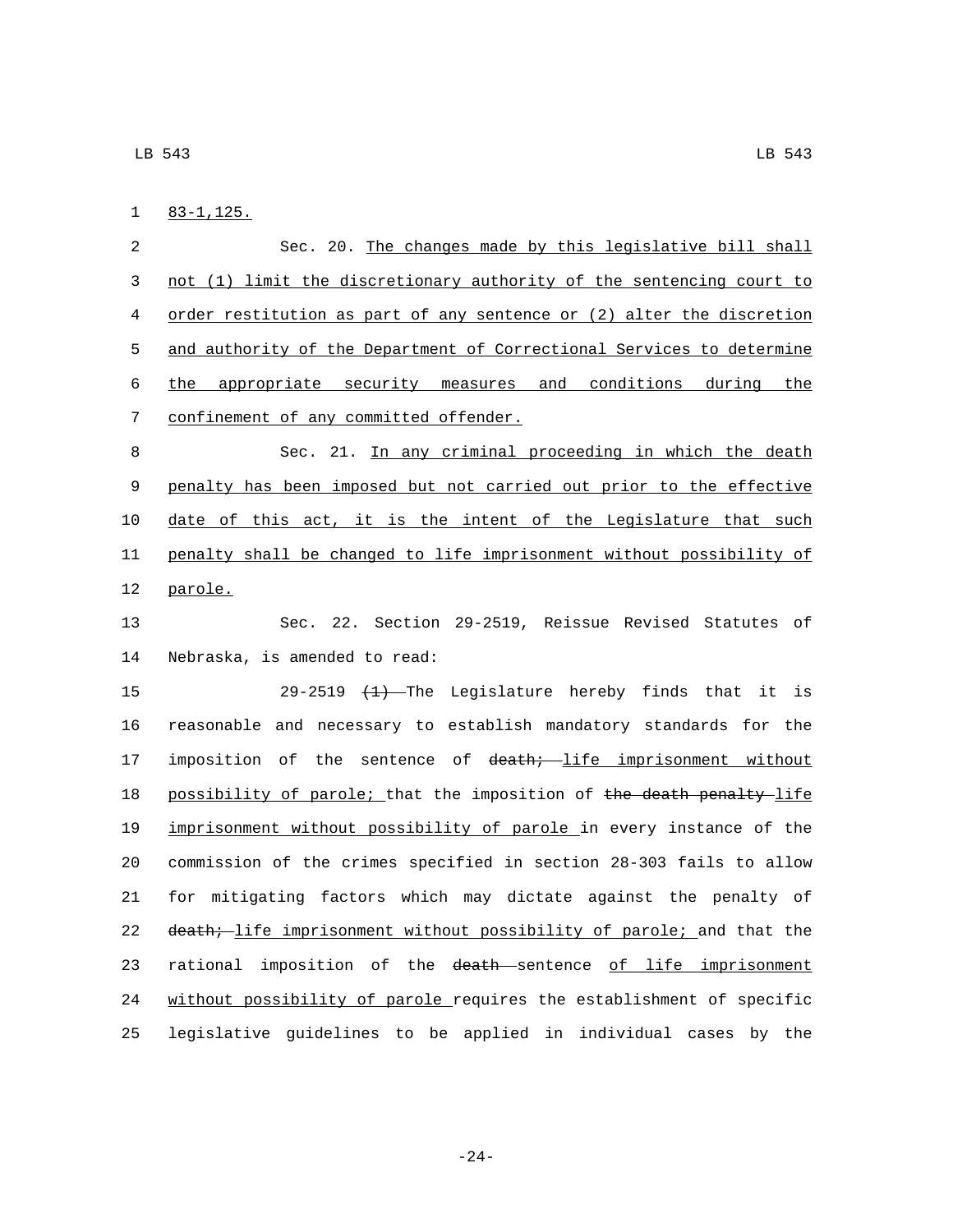<u>83-1,125.</u>

Sec. 20. <u>The changes made by this legislative bill shall not (1) limit the discretionary authority of the sentencing court to order restitution as part of any sentence or (2) alter the discretion and authority of the Department of Correctional Services to determine the appropriate security measures and conditions during the confinement of any committed offender.</u>

Sec. 21. <u>In any criminal proceeding in which the death penalty has been imposed but not carried out prior to the effective date of this act, it is the intent of the Legislature that such penalty shall be changed to life imprisonment without possibility of parole.</u>

Sec. 22. Section 29-2519, Reissue Revised Statutes of Nebraska, is amended to read:

29-2519 ~~(1)~~ The Legislature hereby finds that it is reasonable and necessary to establish mandatory standards for the imposition of the sentence of ~~death;~~ <u>life imprisonment without possibility of parole;</u> that the imposition of ~~the death penalty~~ <u>life imprisonment without possibility of parole</u> in every instance of the commission of the crimes specified in section 28-303 fails to allow for mitigating factors which may dictate against the penalty of ~~death;~~ <u>life imprisonment without possibility of parole;</u> and that the rational imposition of the ~~death~~ sentence <u>of life imprisonment without possibility of parole</u> requires the establishment of specific legislative guidelines to be applied in individual cases by the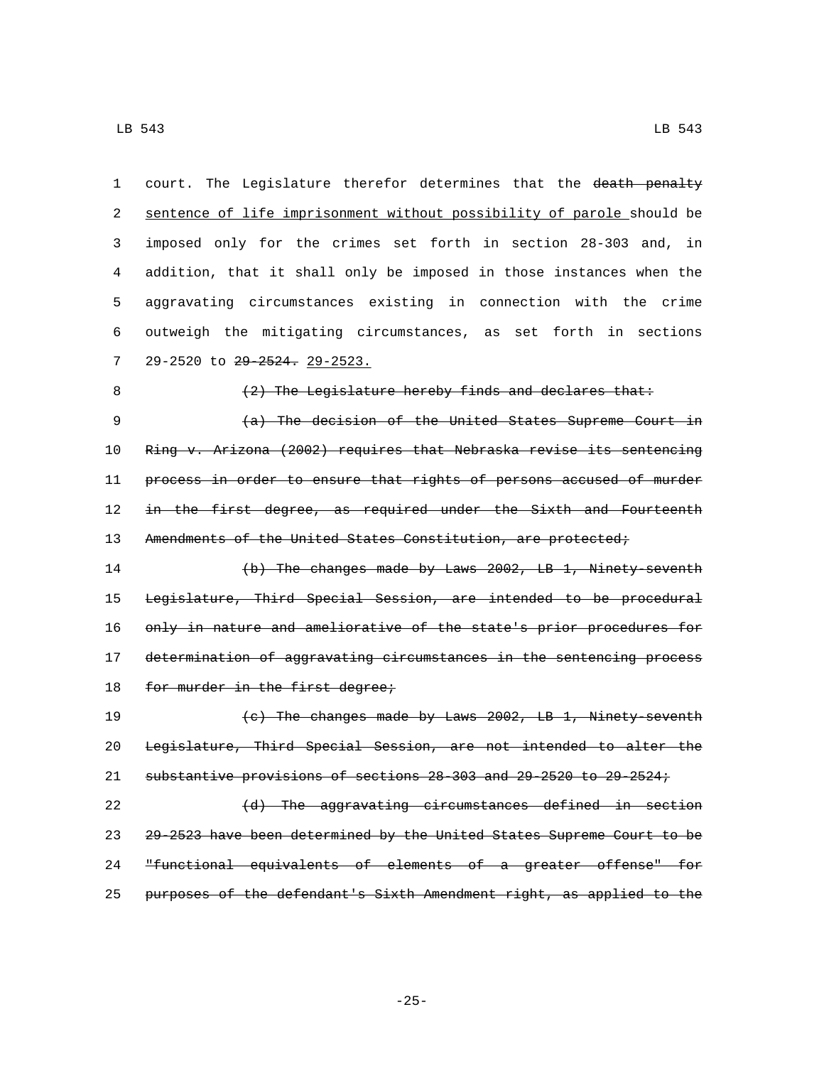court. The Legislature therefor determines that the ~~death penalty~~ <u>sentence of life imprisonment without possibility of parole</u> should be imposed only for the crimes set forth in section 28-303 and, in addition, that it shall only be imposed in those instances when the aggravating circumstances existing in connection with the crime outweigh the mitigating circumstances, as set forth in sections 29-2520 to ~~29-2524.~~ <u>29-2523.</u>

~~(2) The Legislature hereby finds and declares that:~~

~~(a) The decision of the United States Supreme Court in Ring v. Arizona (2002) requires that Nebraska revise its sentencing process in order to ensure that rights of persons accused of murder in the first degree, as required under the Sixth and Fourteenth Amendments of the United States Constitution, are protected;~~

~~(b) The changes made by Laws 2002, LB 1, Ninety-seventh Legislature, Third Special Session, are intended to be procedural only in nature and ameliorative of the state's prior procedures for determination of aggravating circumstances in the sentencing process for murder in the first degree;~~

~~(c) The changes made by Laws 2002, LB 1, Ninety-seventh Legislature, Third Special Session, are not intended to alter the substantive provisions of sections 28-303 and 29-2520 to 29-2524;~~

~~(d) The aggravating circumstances defined in section 29-2523 have been determined by the United States Supreme Court to be "functional equivalents of elements of a greater offense" for purposes of the defendant's Sixth Amendment right, as applied to the~~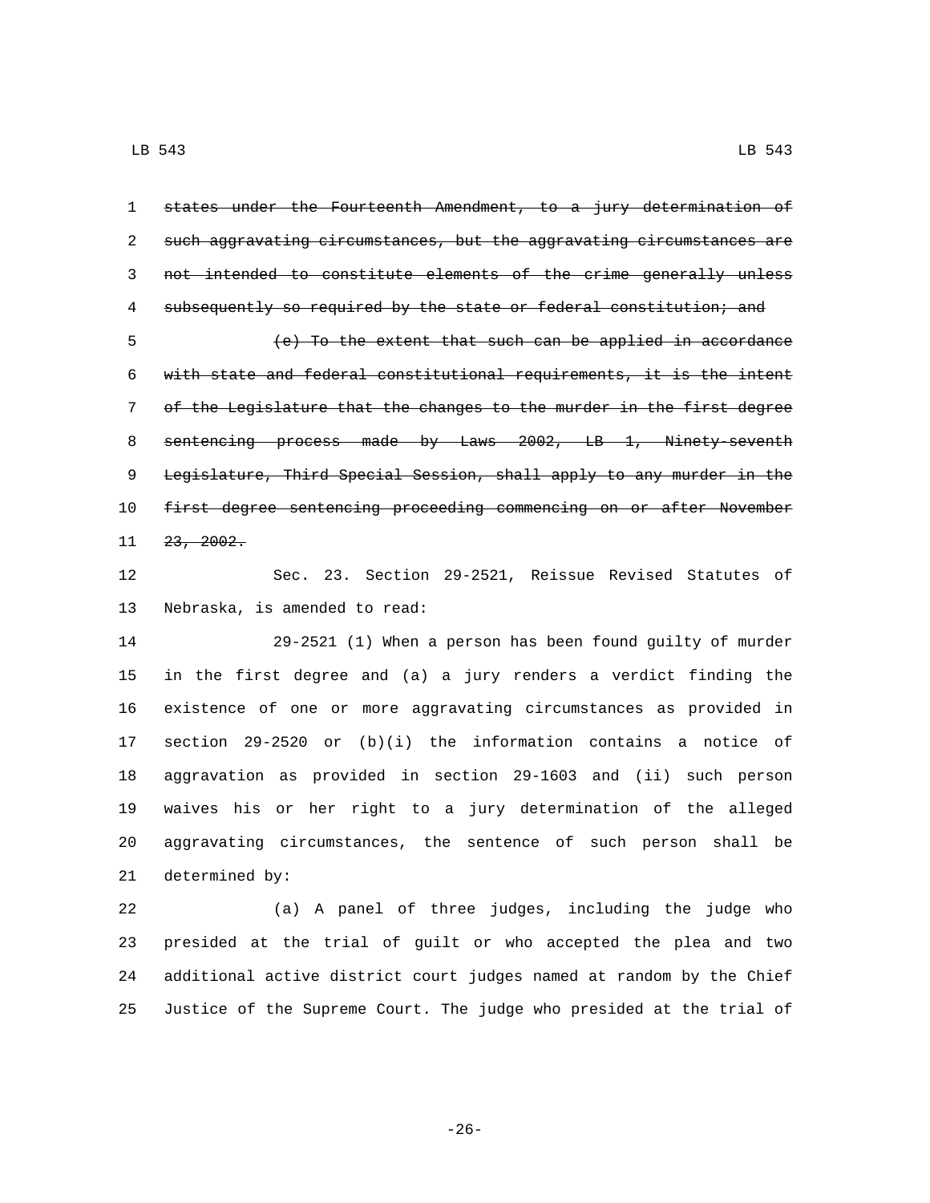~~states under the Fourteenth Amendment, to a jury determination of such aggravating circumstances, but the aggravating circumstances are not intended to constitute elements of the crime generally unless subsequently so required by the state or federal constitution; and~~

~~(e) To the extent that such can be applied in accordance with state and federal constitutional requirements, it is the intent of the Legislature that the changes to the murder in the first degree sentencing process made by Laws 2002, LB 1, Ninety-seventh Legislature, Third Special Session, shall apply to any murder in the first degree sentencing proceeding commencing on or after November 23, 2002.~~

Sec. 23. Section 29-2521, Reissue Revised Statutes of Nebraska, is amended to read:

29-2521 (1) When a person has been found guilty of murder in the first degree and (a) a jury renders a verdict finding the existence of one or more aggravating circumstances as provided in section 29-2520 or (b)(i) the information contains a notice of aggravation as provided in section 29-1603 and (ii) such person waives his or her right to a jury determination of the alleged aggravating circumstances, the sentence of such person shall be determined by:

(a) A panel of three judges, including the judge who presided at the trial of guilt or who accepted the plea and two additional active district court judges named at random by the Chief Justice of the Supreme Court. The judge who presided at the trial of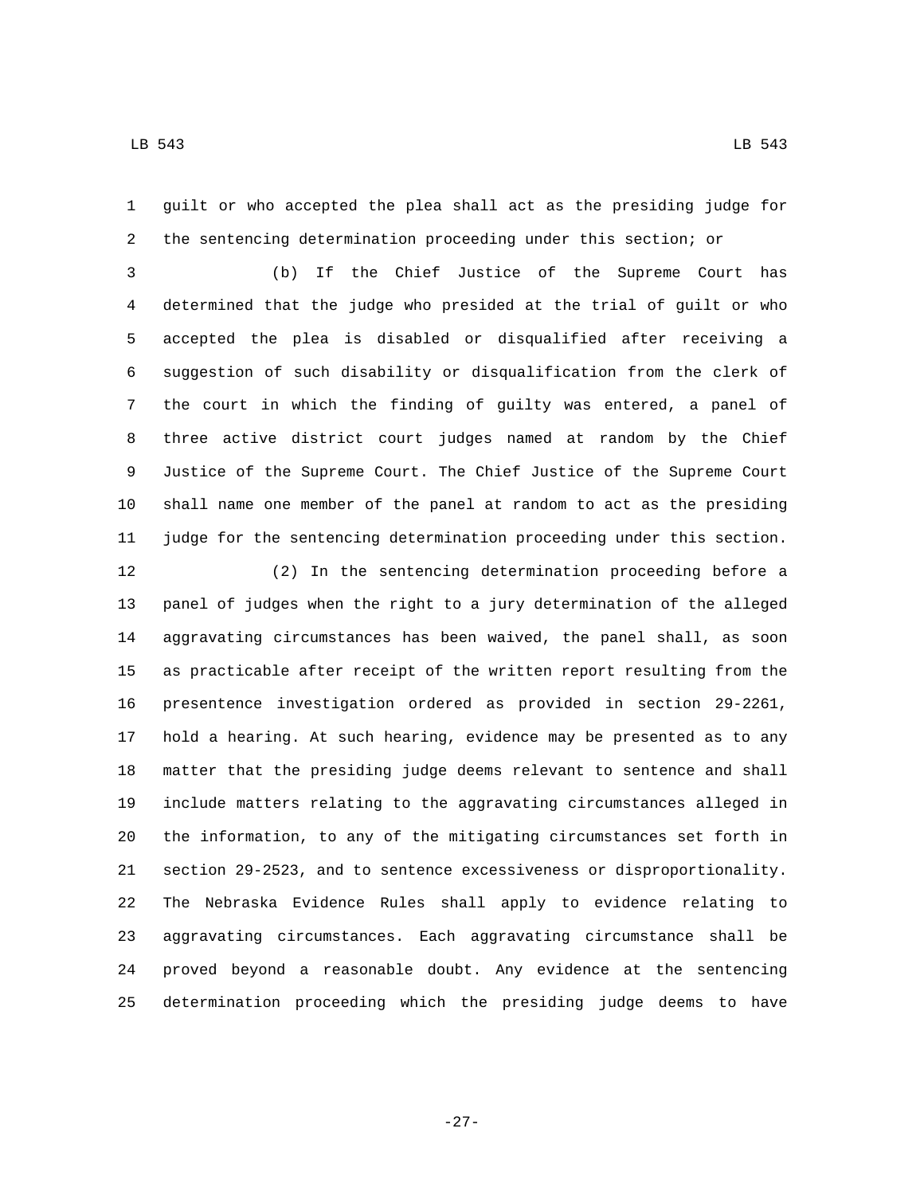guilt or who accepted the plea shall act as the presiding judge for the sentencing determination proceeding under this section; or

(b) If the Chief Justice of the Supreme Court has determined that the judge who presided at the trial of guilt or who accepted the plea is disabled or disqualified after receiving a suggestion of such disability or disqualification from the clerk of the court in which the finding of guilty was entered, a panel of three active district court judges named at random by the Chief Justice of the Supreme Court. The Chief Justice of the Supreme Court shall name one member of the panel at random to act as the presiding judge for the sentencing determination proceeding under this section.

(2) In the sentencing determination proceeding before a panel of judges when the right to a jury determination of the alleged aggravating circumstances has been waived, the panel shall, as soon as practicable after receipt of the written report resulting from the presentence investigation ordered as provided in section 29-2261, hold a hearing. At such hearing, evidence may be presented as to any matter that the presiding judge deems relevant to sentence and shall include matters relating to the aggravating circumstances alleged in the information, to any of the mitigating circumstances set forth in section 29-2523, and to sentence excessiveness or disproportionality. The Nebraska Evidence Rules shall apply to evidence relating to aggravating circumstances. Each aggravating circumstance shall be proved beyond a reasonable doubt. Any evidence at the sentencing determination proceeding which the presiding judge deems to have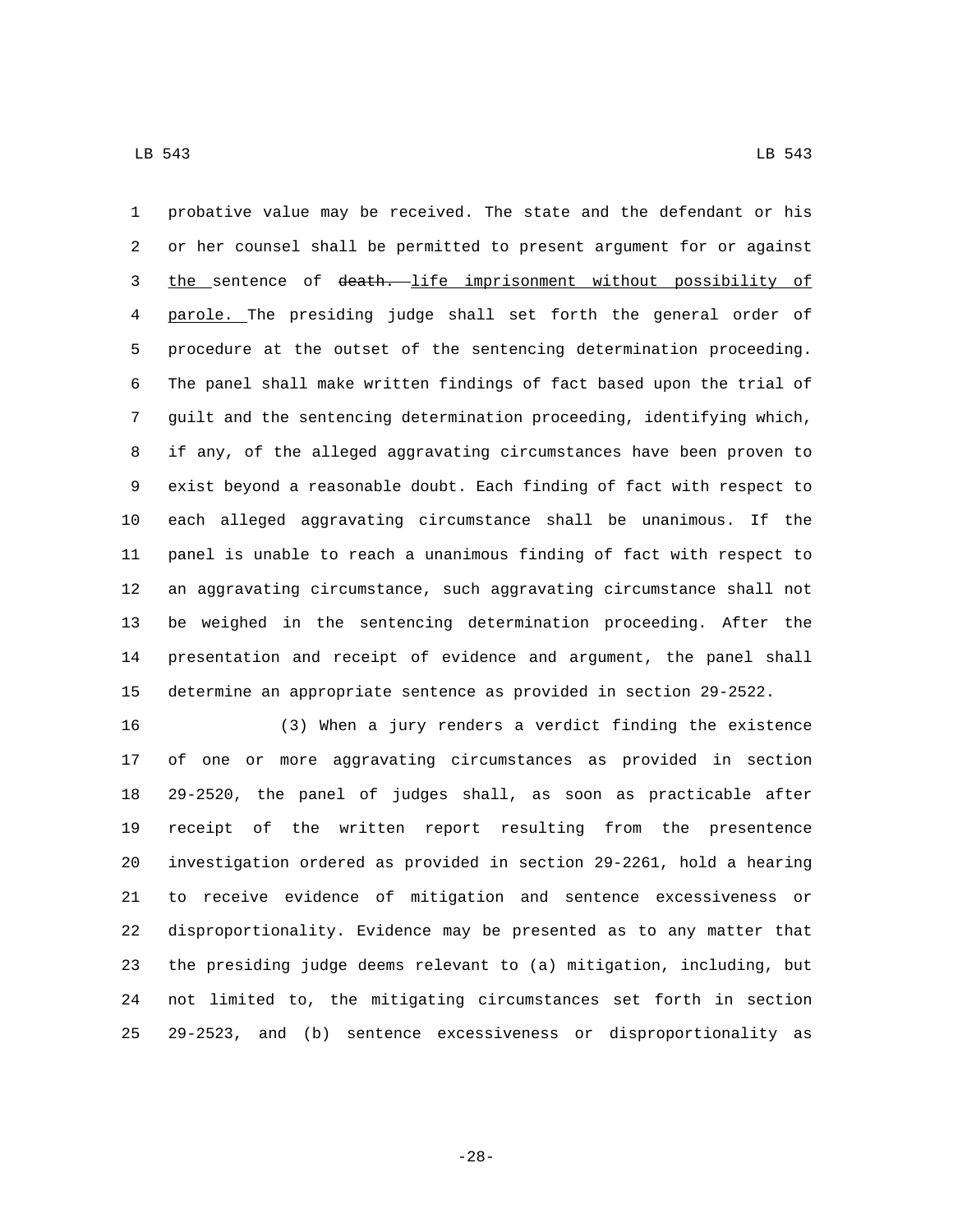probative value may be received. The state and the defendant or his or her counsel shall be permitted to present argument for or against the sentence of ~~death.~~ life imprisonment without possibility of parole. The presiding judge shall set forth the general order of procedure at the outset of the sentencing determination proceeding. The panel shall make written findings of fact based upon the trial of guilt and the sentencing determination proceeding, identifying which, if any, of the alleged aggravating circumstances have been proven to exist beyond a reasonable doubt. Each finding of fact with respect to each alleged aggravating circumstance shall be unanimous. If the panel is unable to reach a unanimous finding of fact with respect to an aggravating circumstance, such aggravating circumstance shall not be weighed in the sentencing determination proceeding. After the presentation and receipt of evidence and argument, the panel shall determine an appropriate sentence as provided in section 29-2522.

(3) When a jury renders a verdict finding the existence of one or more aggravating circumstances as provided in section 29-2520, the panel of judges shall, as soon as practicable after receipt of the written report resulting from the presentence investigation ordered as provided in section 29-2261, hold a hearing to receive evidence of mitigation and sentence excessiveness or disproportionality. Evidence may be presented as to any matter that the presiding judge deems relevant to (a) mitigation, including, but not limited to, the mitigating circumstances set forth in section 29-2523, and (b) sentence excessiveness or disproportionality as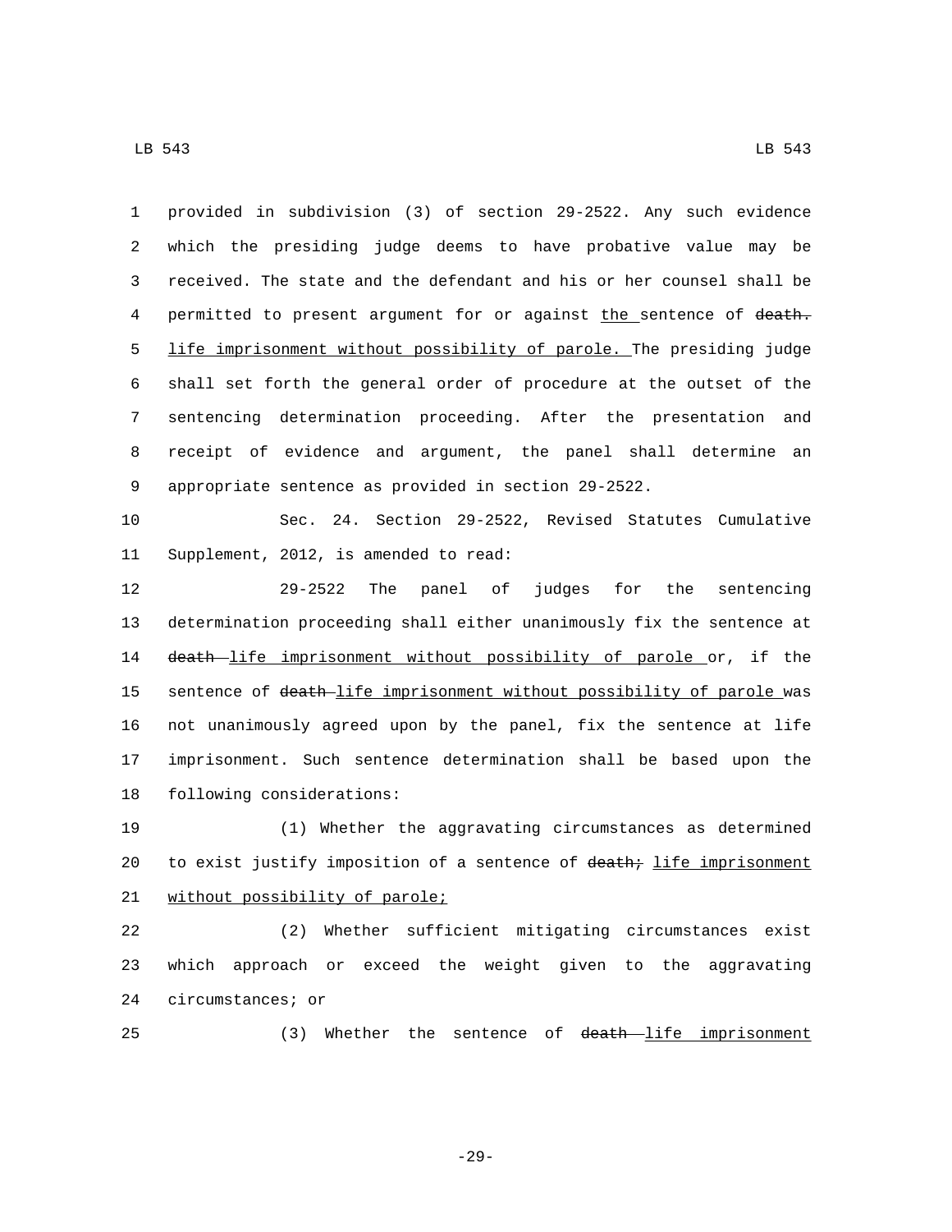provided in subdivision (3) of section 29-2522. Any such evidence which the presiding judge deems to have probative value may be received. The state and the defendant and his or her counsel shall be permitted to present argument for or against the sentence of ~~death.~~ life imprisonment without possibility of parole. The presiding judge shall set forth the general order of procedure at the outset of the sentencing determination proceeding. After the presentation and receipt of evidence and argument, the panel shall determine an appropriate sentence as provided in section 29-2522.

Sec. 24. Section 29-2522, Revised Statutes Cumulative Supplement, 2012, is amended to read:

29-2522 The panel of judges for the sentencing determination proceeding shall either unanimously fix the sentence at ~~death~~ life imprisonment without possibility of parole or, if the sentence of ~~death~~ life imprisonment without possibility of parole was not unanimously agreed upon by the panel, fix the sentence at life imprisonment. Such sentence determination shall be based upon the following considerations:

(1) Whether the aggravating circumstances as determined to exist justify imposition of a sentence of ~~death;~~ life imprisonment without possibility of parole;

(2) Whether sufficient mitigating circumstances exist which approach or exceed the weight given to the aggravating circumstances; or

(3) Whether the sentence of ~~death~~ life imprisonment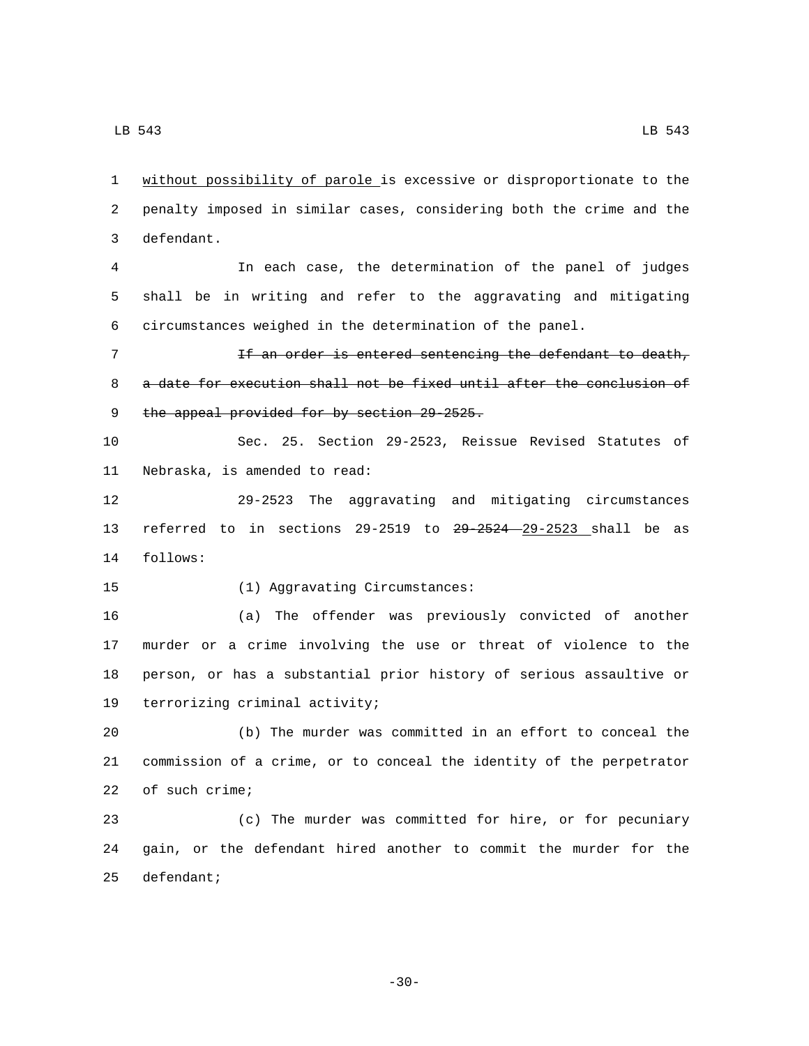without possibility of parole is excessive or disproportionate to the penalty imposed in similar cases, considering both the crime and the defendant.

In each case, the determination of the panel of judges shall be in writing and refer to the aggravating and mitigating circumstances weighed in the determination of the panel.

~~If an order is entered sentencing the defendant to death, a date for execution shall not be fixed until after the conclusion of the appeal provided for by section 29-2525.~~

Sec. 25. Section 29-2523, Reissue Revised Statutes of Nebraska, is amended to read:

29-2523 The aggravating and mitigating circumstances referred to in sections 29-2519 to ~~29-2524~~ 29-2523 shall be as follows:

(1) Aggravating Circumstances:

(a) The offender was previously convicted of another murder or a crime involving the use or threat of violence to the person, or has a substantial prior history of serious assaultive or terrorizing criminal activity;

(b) The murder was committed in an effort to conceal the commission of a crime, or to conceal the identity of the perpetrator of such crime;

(c) The murder was committed for hire, or for pecuniary gain, or the defendant hired another to commit the murder for the defendant;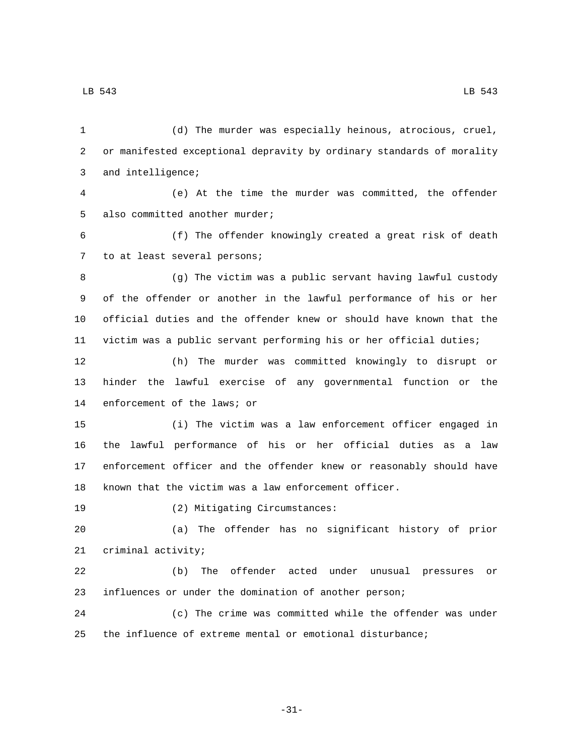(d) The murder was especially heinous, atrocious, cruel, or manifested exceptional depravity by ordinary standards of morality and intelligence;

(e) At the time the murder was committed, the offender also committed another murder;

(f) The offender knowingly created a great risk of death to at least several persons;

(g) The victim was a public servant having lawful custody of the offender or another in the lawful performance of his or her official duties and the offender knew or should have known that the victim was a public servant performing his or her official duties;

(h) The murder was committed knowingly to disrupt or hinder the lawful exercise of any governmental function or the enforcement of the laws; or

(i) The victim was a law enforcement officer engaged in the lawful performance of his or her official duties as a law enforcement officer and the offender knew or reasonably should have known that the victim was a law enforcement officer.

(2) Mitigating Circumstances:

(a) The offender has no significant history of prior criminal activity;

(b) The offender acted under unusual pressures or influences or under the domination of another person;

(c) The crime was committed while the offender was under the influence of extreme mental or emotional disturbance;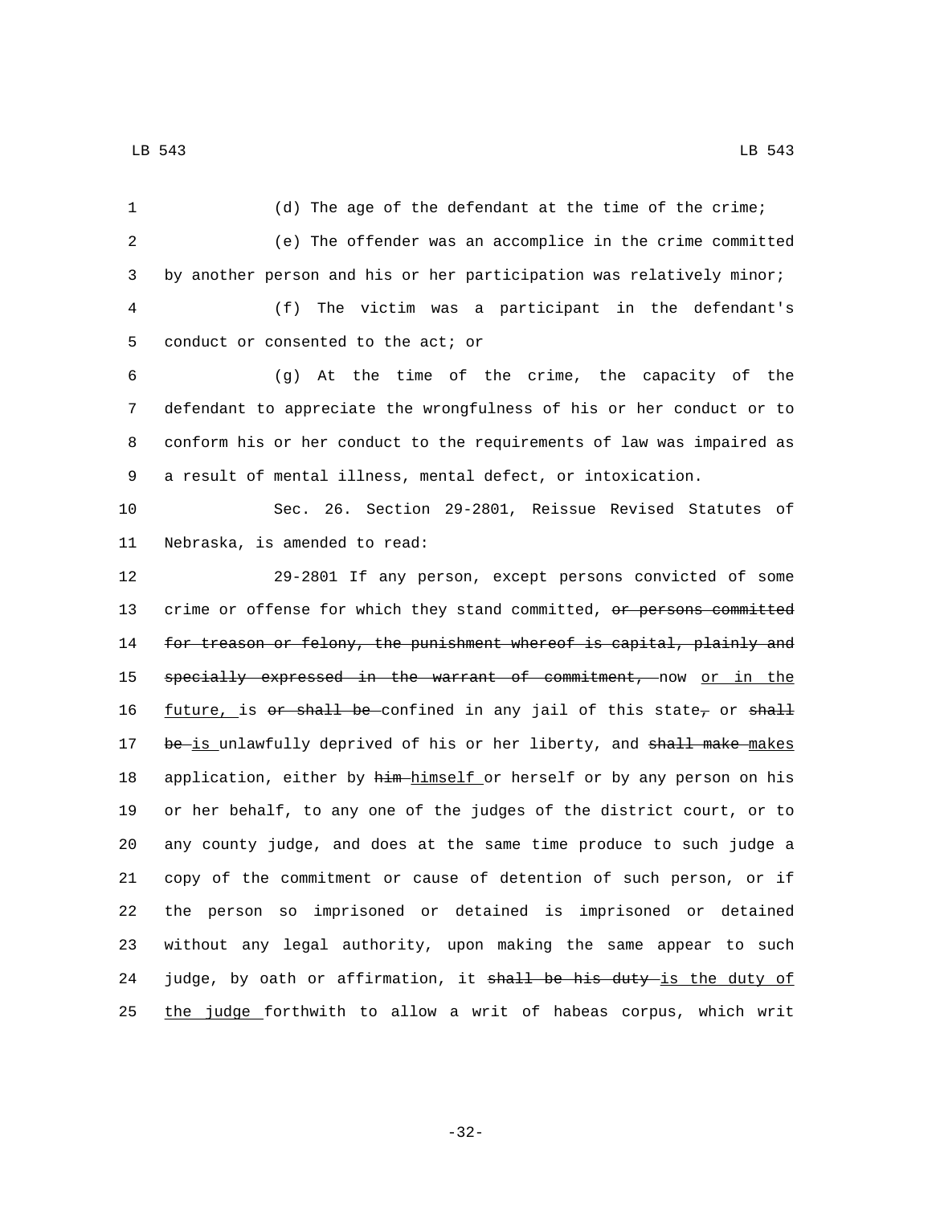(d) The age of the defendant at the time of the crime;

(e) The offender was an accomplice in the crime committed by another person and his or her participation was relatively minor;

(f) The victim was a participant in the defendant's conduct or consented to the act; or

(g) At the time of the crime, the capacity of the defendant to appreciate the wrongfulness of his or her conduct or to conform his or her conduct to the requirements of law was impaired as a result of mental illness, mental defect, or intoxication.

Sec. 26. Section 29-2801, Reissue Revised Statutes of Nebraska, is amended to read:

29-2801 If any person, except persons convicted of some crime or offense for which they stand committed, ~~or persons committed for treason or felony, the punishment whereof is capital, plainly and specially expressed in the warrant of commitment,~~ now or in the future, is ~~or shall be~~ confined in any jail of this state~~,~~ or ~~shall be~~ is unlawfully deprived of his or her liberty, and ~~shall make~~ makes application, either by ~~him~~ himself or herself or by any person on his or her behalf, to any one of the judges of the district court, or to any county judge, and does at the same time produce to such judge a copy of the commitment or cause of detention of such person, or if the person so imprisoned or detained is imprisoned or detained without any legal authority, upon making the same appear to such judge, by oath or affirmation, it ~~shall be his duty~~ is the duty of the judge forthwith to allow a writ of habeas corpus, which writ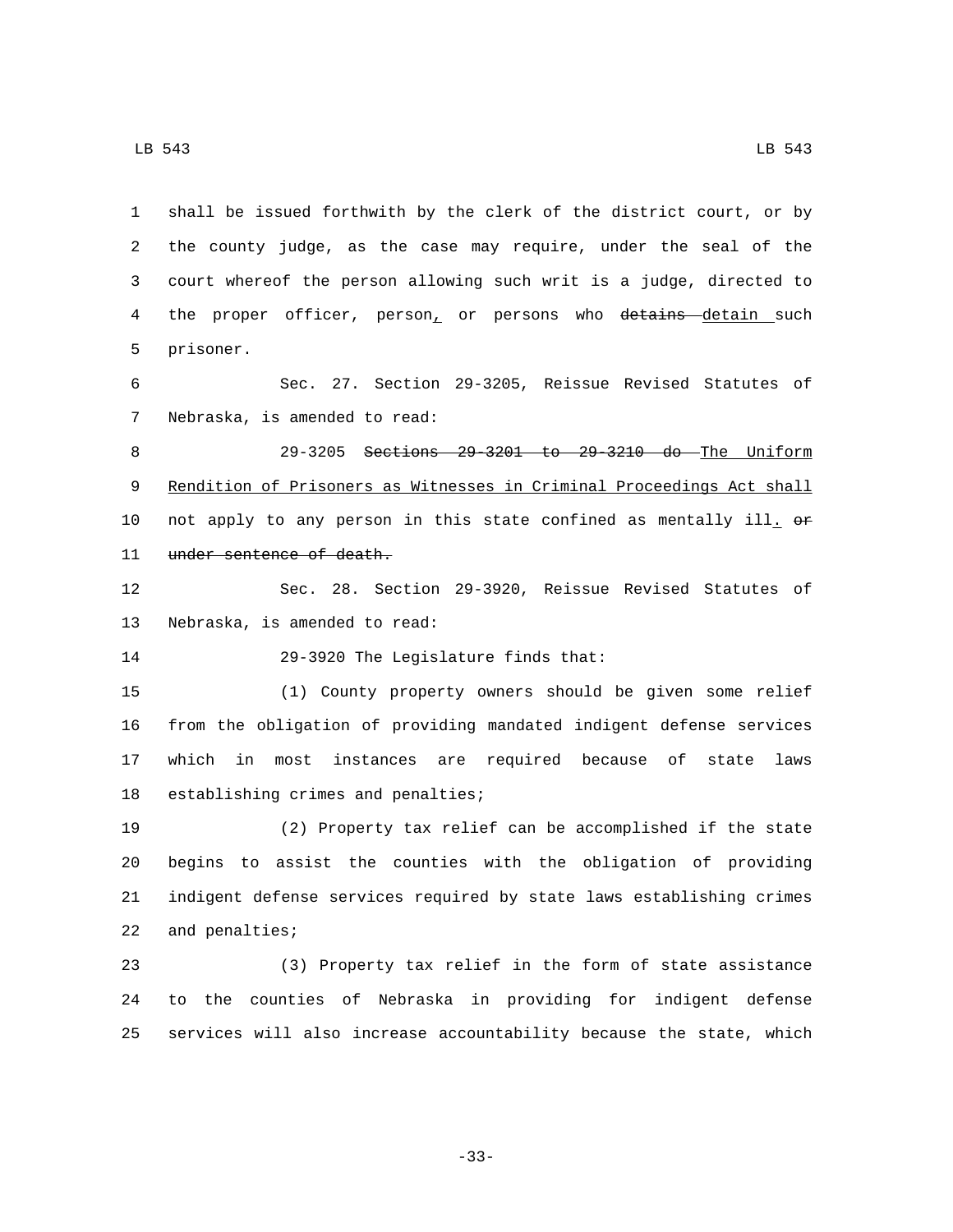shall be issued forthwith by the clerk of the district court, or by the county judge, as the case may require, under the seal of the court whereof the person allowing such writ is a judge, directed to the proper officer, person, or persons who ~~detains~~ detain such prisoner.

Sec. 27. Section 29-3205, Reissue Revised Statutes of Nebraska, is amended to read:

29-3205 ~~Sections 29-3201 to 29-3210 do~~ The Uniform Rendition of Prisoners as Witnesses in Criminal Proceedings Act shall not apply to any person in this state confined as mentally ill. ~~or under sentence of death.~~

Sec. 28. Section 29-3920, Reissue Revised Statutes of Nebraska, is amended to read:

29-3920 The Legislature finds that:

(1) County property owners should be given some relief from the obligation of providing mandated indigent defense services which in most instances are required because of state laws establishing crimes and penalties;

(2) Property tax relief can be accomplished if the state begins to assist the counties with the obligation of providing indigent defense services required by state laws establishing crimes and penalties;

(3) Property tax relief in the form of state assistance to the counties of Nebraska in providing for indigent defense services will also increase accountability because the state, which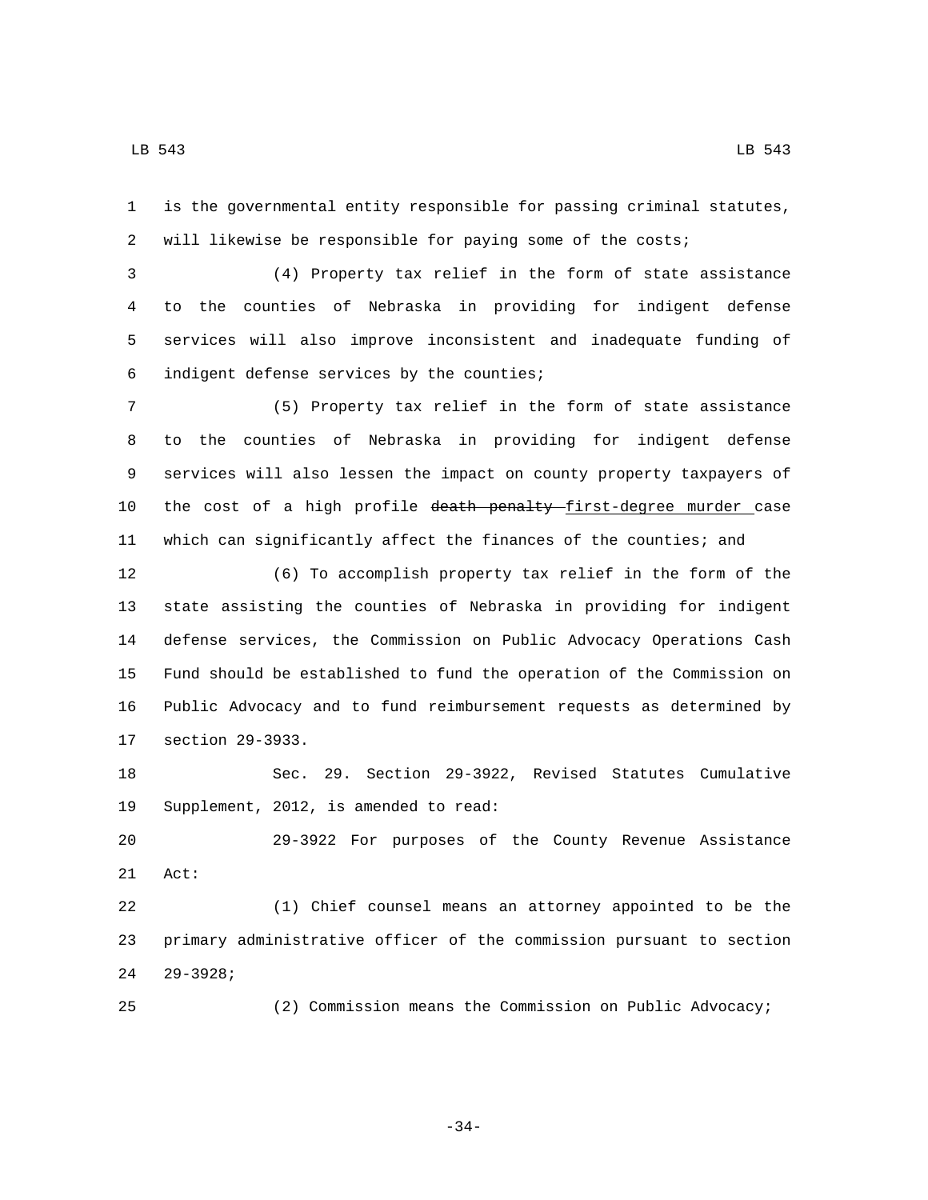is the governmental entity responsible for passing criminal statutes, will likewise be responsible for paying some of the costs;

(4) Property tax relief in the form of state assistance to the counties of Nebraska in providing for indigent defense services will also improve inconsistent and inadequate funding of indigent defense services by the counties;

(5) Property tax relief in the form of state assistance to the counties of Nebraska in providing for indigent defense services will also lessen the impact on county property taxpayers of the cost of a high profile ~~death penalty~~ first-degree murder case which can significantly affect the finances of the counties; and

(6) To accomplish property tax relief in the form of the state assisting the counties of Nebraska in providing for indigent defense services, the Commission on Public Advocacy Operations Cash Fund should be established to fund the operation of the Commission on Public Advocacy and to fund reimbursement requests as determined by section 29-3933.

Sec. 29. Section 29-3922, Revised Statutes Cumulative Supplement, 2012, is amended to read:

29-3922 For purposes of the County Revenue Assistance Act:

(1) Chief counsel means an attorney appointed to be the primary administrative officer of the commission pursuant to section 29-3928;

(2) Commission means the Commission on Public Advocacy;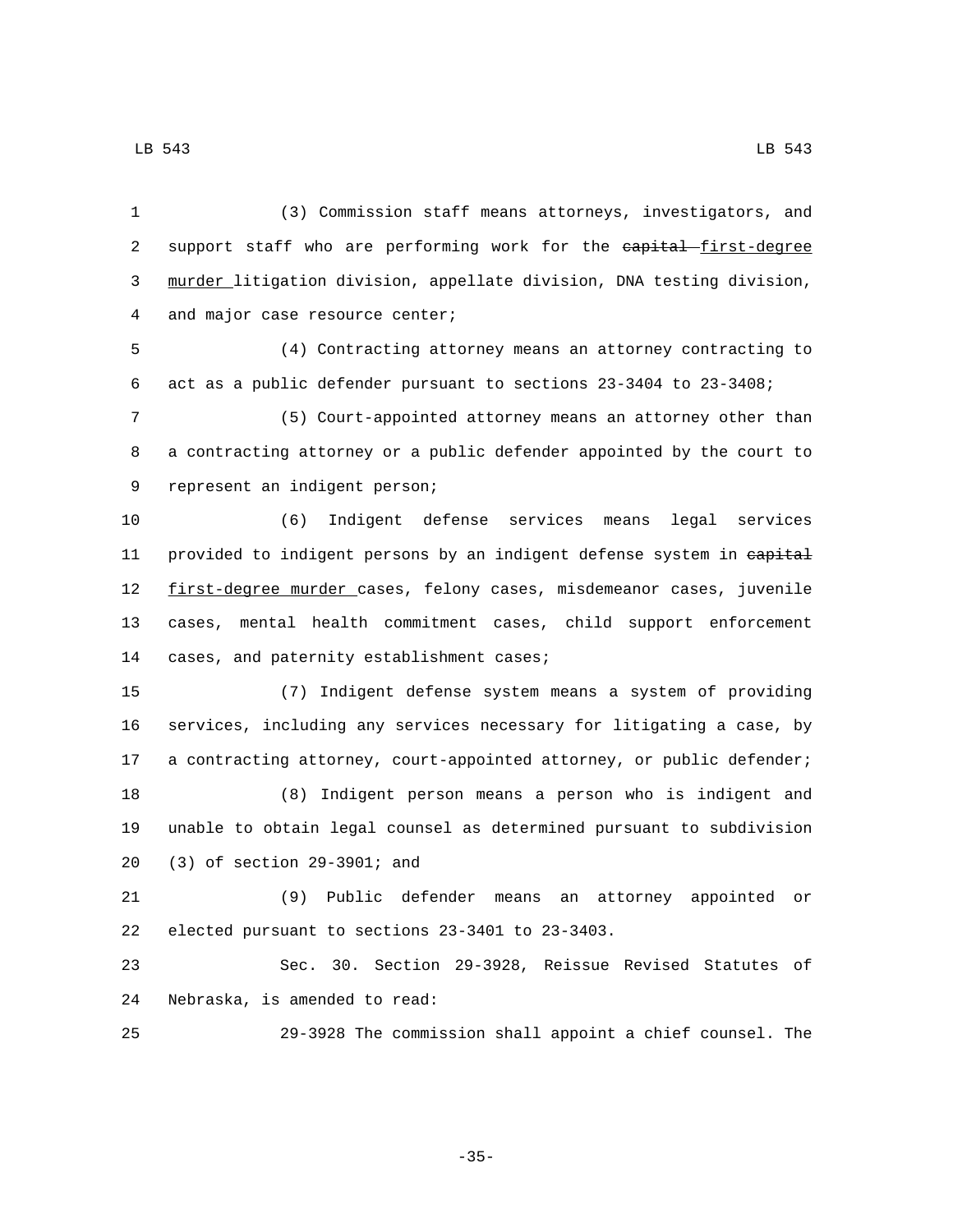(3) Commission staff means attorneys, investigators, and support staff who are performing work for the ~~capital~~ first-degree murder litigation division, appellate division, DNA testing division, and major case resource center;

(4) Contracting attorney means an attorney contracting to act as a public defender pursuant to sections 23-3404 to 23-3408;

(5) Court-appointed attorney means an attorney other than a contracting attorney or a public defender appointed by the court to represent an indigent person;

(6) Indigent defense services means legal services provided to indigent persons by an indigent defense system in ~~capital~~ first-degree murder cases, felony cases, misdemeanor cases, juvenile cases, mental health commitment cases, child support enforcement cases, and paternity establishment cases;

(7) Indigent defense system means a system of providing services, including any services necessary for litigating a case, by a contracting attorney, court-appointed attorney, or public defender;

(8) Indigent person means a person who is indigent and unable to obtain legal counsel as determined pursuant to subdivision (3) of section 29-3901; and

(9) Public defender means an attorney appointed or elected pursuant to sections 23-3401 to 23-3403.

Sec. 30. Section 29-3928, Reissue Revised Statutes of Nebraska, is amended to read:

29-3928 The commission shall appoint a chief counsel. The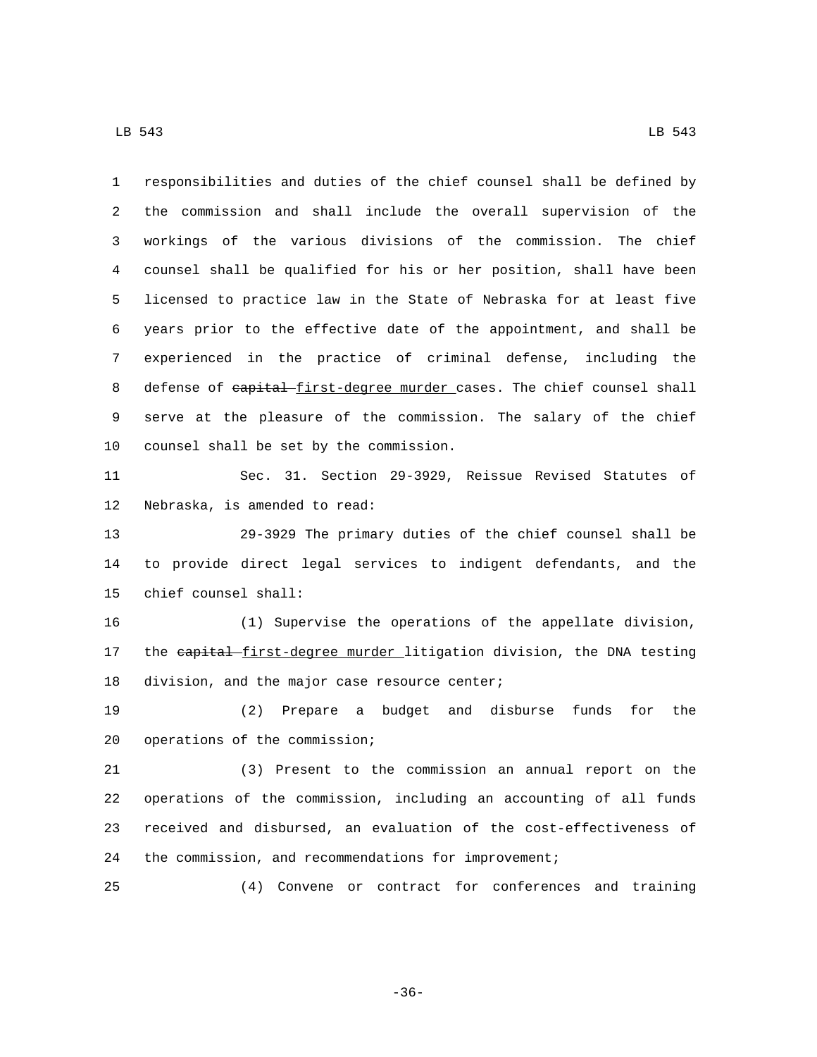responsibilities and duties of the chief counsel shall be defined by the commission and shall include the overall supervision of the workings of the various divisions of the commission. The chief counsel shall be qualified for his or her position, shall have been licensed to practice law in the State of Nebraska for at least five years prior to the effective date of the appointment, and shall be experienced in the practice of criminal defense, including the defense of ~~capital~~ first-degree murder cases. The chief counsel shall serve at the pleasure of the commission. The salary of the chief counsel shall be set by the commission.

Sec. 31. Section 29-3929, Reissue Revised Statutes of Nebraska, is amended to read:

29-3929 The primary duties of the chief counsel shall be to provide direct legal services to indigent defendants, and the chief counsel shall:

(1) Supervise the operations of the appellate division, the ~~capital~~ first-degree murder litigation division, the DNA testing division, and the major case resource center;

(2) Prepare a budget and disburse funds for the operations of the commission;

(3) Present to the commission an annual report on the operations of the commission, including an accounting of all funds received and disbursed, an evaluation of the cost-effectiveness of the commission, and recommendations for improvement;

(4) Convene or contract for conferences and training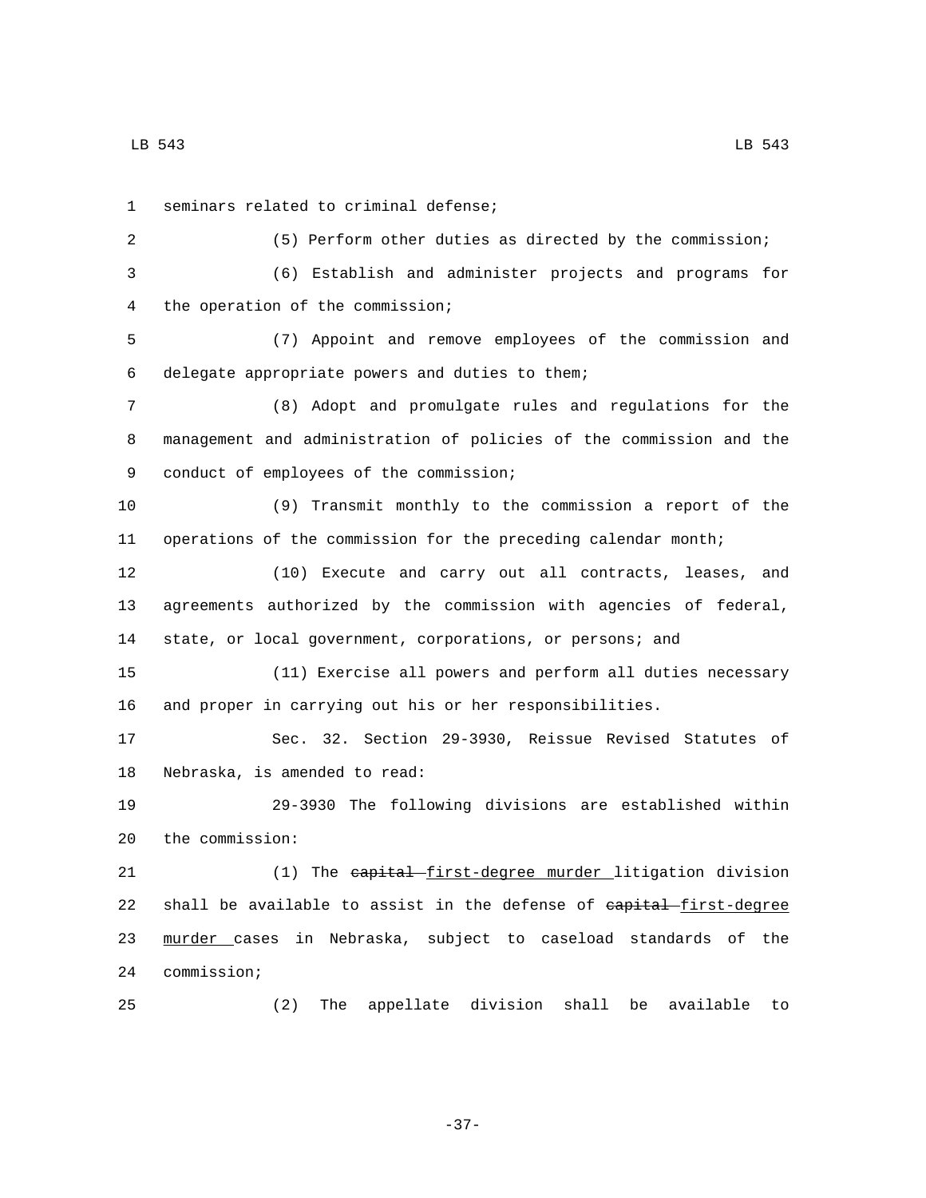seminars related to criminal defense;

(5) Perform other duties as directed by the commission;

(6) Establish and administer projects and programs for the operation of the commission;

(7) Appoint and remove employees of the commission and delegate appropriate powers and duties to them;

(8) Adopt and promulgate rules and regulations for the management and administration of policies of the commission and the conduct of employees of the commission;

(9) Transmit monthly to the commission a report of the operations of the commission for the preceding calendar month;

(10) Execute and carry out all contracts, leases, and agreements authorized by the commission with agencies of federal, state, or local government, corporations, or persons; and

(11) Exercise all powers and perform all duties necessary and proper in carrying out his or her responsibilities.

Sec. 32. Section 29-3930, Reissue Revised Statutes of Nebraska, is amended to read:

29-3930 The following divisions are established within the commission:

(1) The ~~capital~~ first-degree murder litigation division shall be available to assist in the defense of ~~capital~~ first-degree murder cases in Nebraska, subject to caseload standards of the commission;

(2) The appellate division shall be available to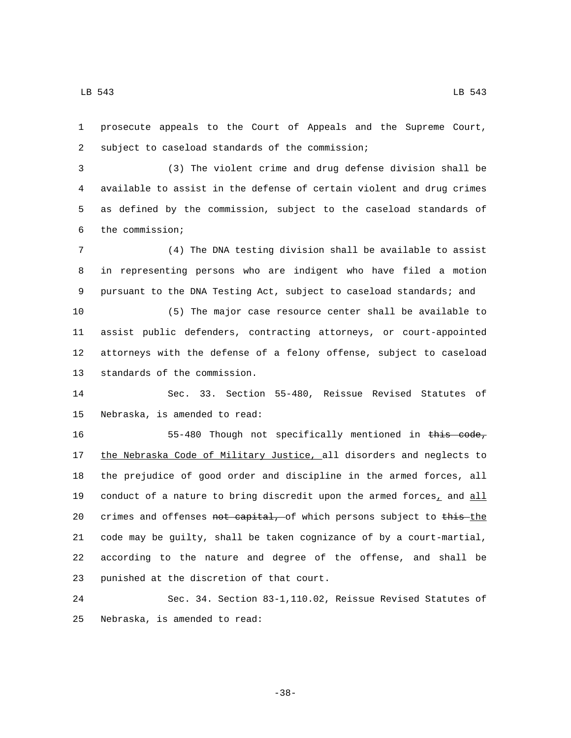prosecute appeals to the Court of Appeals and the Supreme Court, subject to caseload standards of the commission;

(3) The violent crime and drug defense division shall be available to assist in the defense of certain violent and drug crimes as defined by the commission, subject to the caseload standards of the commission;

(4) The DNA testing division shall be available to assist in representing persons who are indigent who have filed a motion pursuant to the DNA Testing Act, subject to caseload standards; and

(5) The major case resource center shall be available to assist public defenders, contracting attorneys, or court-appointed attorneys with the defense of a felony offense, subject to caseload standards of the commission.

Sec. 33. Section 55-480, Reissue Revised Statutes of Nebraska, is amended to read:

55-480 Though not specifically mentioned in ~~this code,~~ the Nebraska Code of Military Justice, all disorders and neglects to the prejudice of good order and discipline in the armed forces, all conduct of a nature to bring discredit upon the armed forces, and all crimes and offenses ~~not capital,~~ of which persons subject to ~~this~~ the code may be guilty, shall be taken cognizance of by a court-martial, according to the nature and degree of the offense, and shall be punished at the discretion of that court.

Sec. 34. Section 83-1,110.02, Reissue Revised Statutes of Nebraska, is amended to read: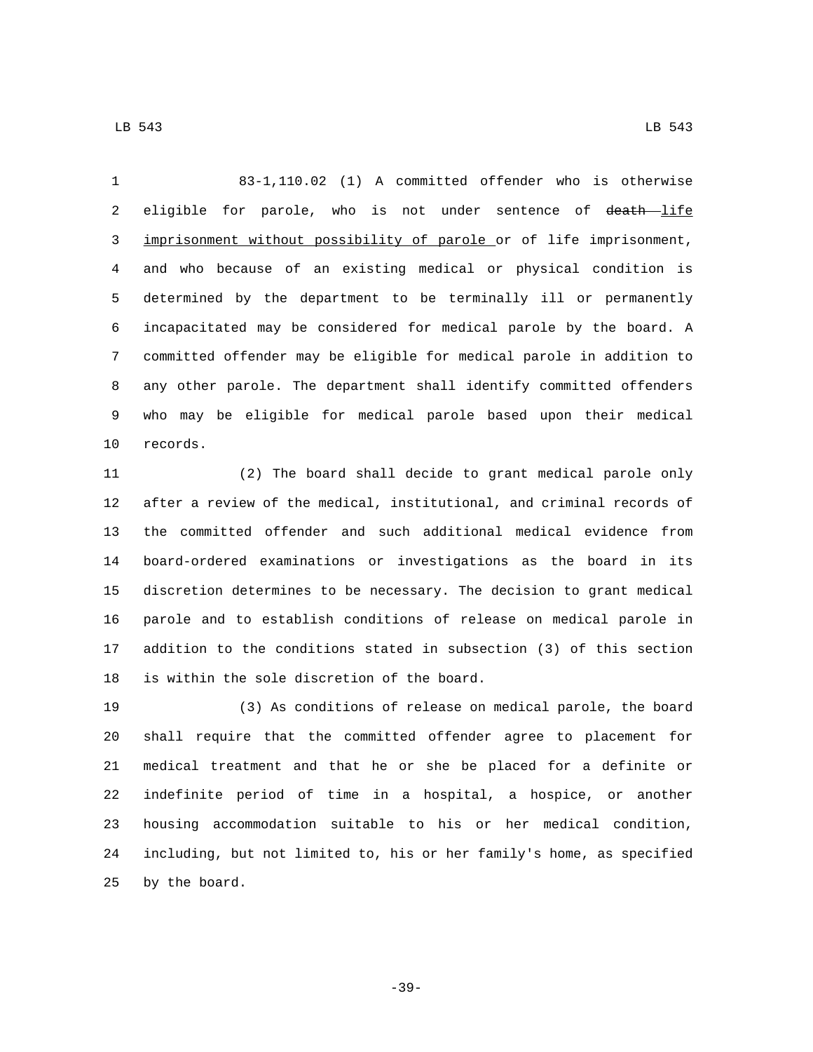83-1,110.02 (1) A committed offender who is otherwise eligible for parole, who is not under sentence of ~~death~~ <u>life imprisonment without possibility of parole</u> or of life imprisonment, and who because of an existing medical or physical condition is determined by the department to be terminally ill or permanently incapacitated may be considered for medical parole by the board. A committed offender may be eligible for medical parole in addition to any other parole. The department shall identify committed offenders who may be eligible for medical parole based upon their medical records.

(2) The board shall decide to grant medical parole only after a review of the medical, institutional, and criminal records of the committed offender and such additional medical evidence from board-ordered examinations or investigations as the board in its discretion determines to be necessary. The decision to grant medical parole and to establish conditions of release on medical parole in addition to the conditions stated in subsection (3) of this section is within the sole discretion of the board.

(3) As conditions of release on medical parole, the board shall require that the committed offender agree to placement for medical treatment and that he or she be placed for a definite or indefinite period of time in a hospital, a hospice, or another housing accommodation suitable to his or her medical condition, including, but not limited to, his or her family's home, as specified by the board.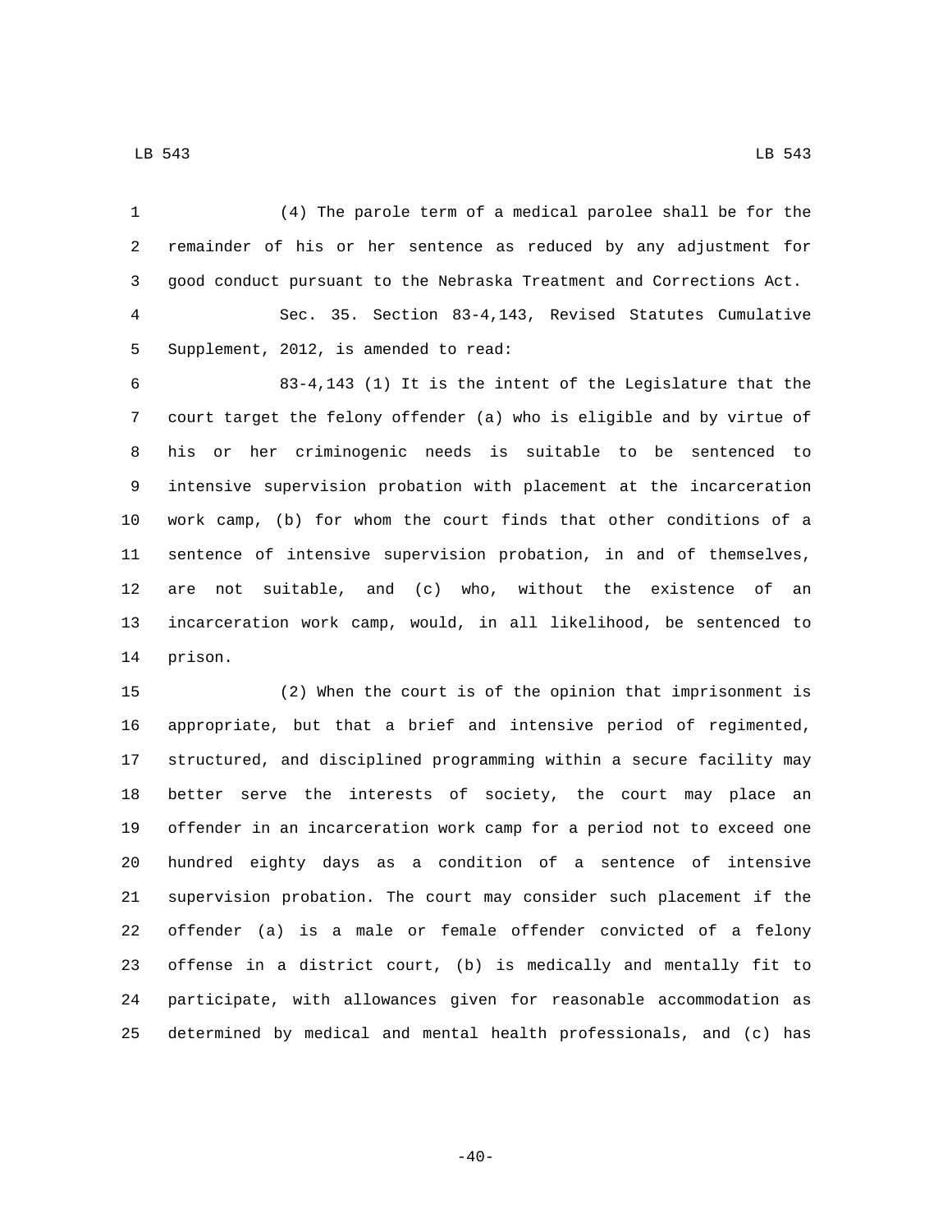(4) The parole term of a medical parolee shall be for the remainder of his or her sentence as reduced by any adjustment for good conduct pursuant to the Nebraska Treatment and Corrections Act.

Sec. 35. Section 83-4,143, Revised Statutes Cumulative Supplement, 2012, is amended to read:

83-4,143 (1) It is the intent of the Legislature that the court target the felony offender (a) who is eligible and by virtue of his or her criminogenic needs is suitable to be sentenced to intensive supervision probation with placement at the incarceration work camp, (b) for whom the court finds that other conditions of a sentence of intensive supervision probation, in and of themselves, are not suitable, and (c) who, without the existence of an incarceration work camp, would, in all likelihood, be sentenced to prison.

(2) When the court is of the opinion that imprisonment is appropriate, but that a brief and intensive period of regimented, structured, and disciplined programming within a secure facility may better serve the interests of society, the court may place an offender in an incarceration work camp for a period not to exceed one hundred eighty days as a condition of a sentence of intensive supervision probation. The court may consider such placement if the offender (a) is a male or female offender convicted of a felony offense in a district court, (b) is medically and mentally fit to participate, with allowances given for reasonable accommodation as determined by medical and mental health professionals, and (c) has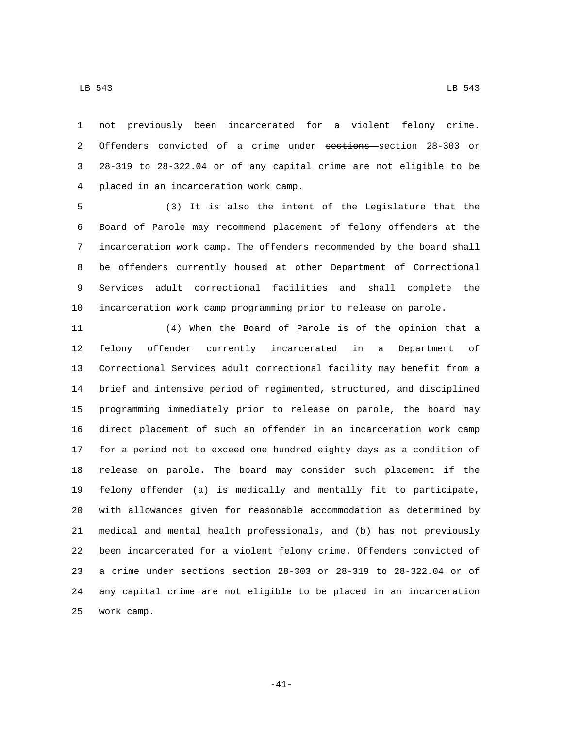not previously been incarcerated for a violent felony crime. Offenders convicted of a crime under ~~sections~~ <u>section 28-303 or</u> 28-319 to 28-322.04 ~~or of any capital crime~~ are not eligible to be placed in an incarceration work camp.

(3) It is also the intent of the Legislature that the Board of Parole may recommend placement of felony offenders at the incarceration work camp. The offenders recommended by the board shall be offenders currently housed at other Department of Correctional Services adult correctional facilities and shall complete the incarceration work camp programming prior to release on parole.

(4) When the Board of Parole is of the opinion that a felony offender currently incarcerated in a Department of Correctional Services adult correctional facility may benefit from a brief and intensive period of regimented, structured, and disciplined programming immediately prior to release on parole, the board may direct placement of such an offender in an incarceration work camp for a period not to exceed one hundred eighty days as a condition of release on parole. The board may consider such placement if the felony offender (a) is medically and mentally fit to participate, with allowances given for reasonable accommodation as determined by medical and mental health professionals, and (b) has not previously been incarcerated for a violent felony crime. Offenders convicted of a crime under ~~sections~~ <u>section 28-303 or</u> 28-319 to 28-322.04 ~~or of any capital crime~~ are not eligible to be placed in an incarceration work camp.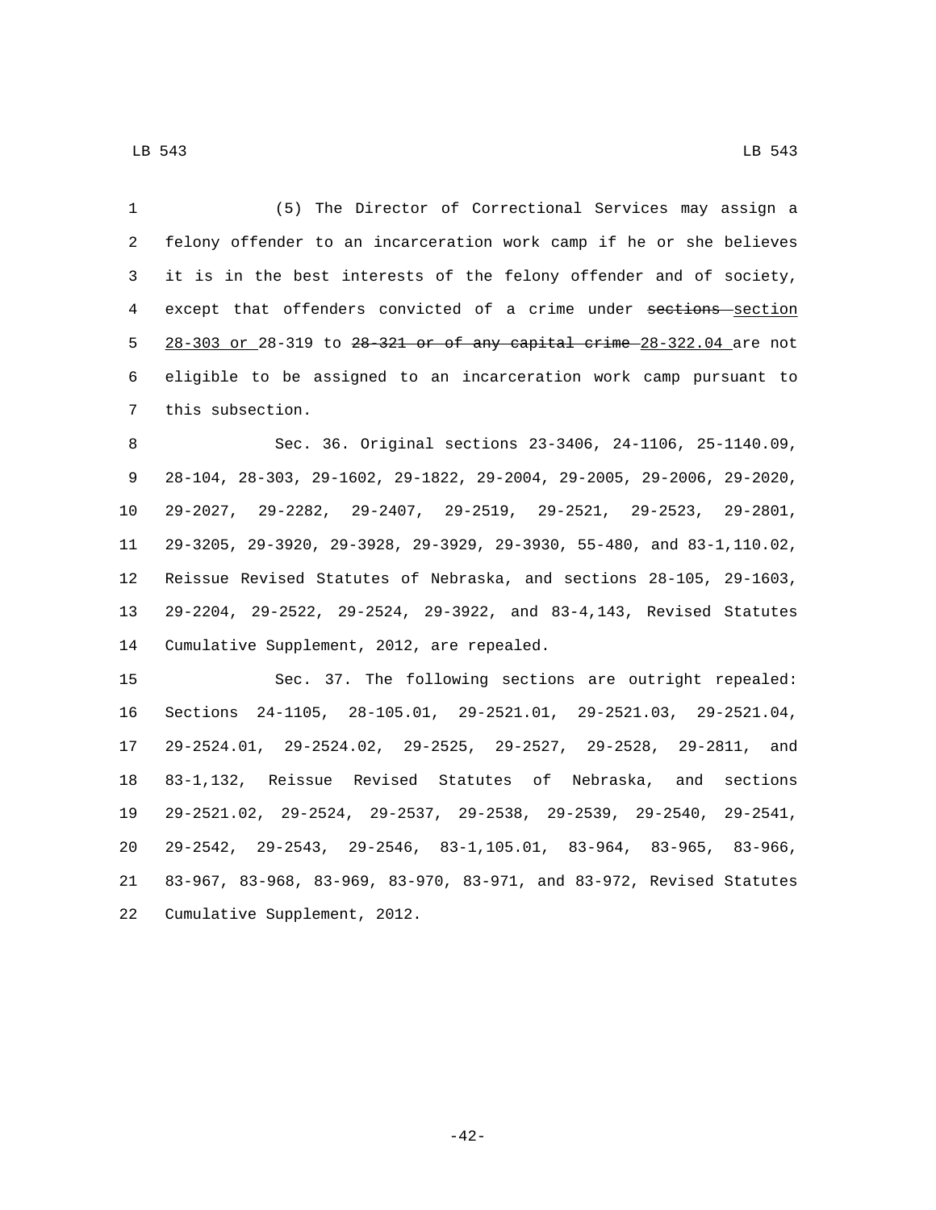(5) The Director of Correctional Services may assign a felony offender to an incarceration work camp if he or she believes it is in the best interests of the felony offender and of society, except that offenders convicted of a crime under ~~sections~~ section 28-303 or 28-319 to ~~28-321 or of any capital crime~~ 28-322.04 are not eligible to be assigned to an incarceration work camp pursuant to this subsection.

Sec. 36. Original sections 23-3406, 24-1106, 25-1140.09, 28-104, 28-303, 29-1602, 29-1822, 29-2004, 29-2005, 29-2006, 29-2020, 29-2027, 29-2282, 29-2407, 29-2519, 29-2521, 29-2523, 29-2801, 29-3205, 29-3920, 29-3928, 29-3929, 29-3930, 55-480, and 83-1,110.02, Reissue Revised Statutes of Nebraska, and sections 28-105, 29-1603, 29-2204, 29-2522, 29-2524, 29-3922, and 83-4,143, Revised Statutes Cumulative Supplement, 2012, are repealed.

Sec. 37. The following sections are outright repealed: Sections 24-1105, 28-105.01, 29-2521.01, 29-2521.03, 29-2521.04, 29-2524.01, 29-2524.02, 29-2525, 29-2527, 29-2528, 29-2811, and 83-1,132, Reissue Revised Statutes of Nebraska, and sections 29-2521.02, 29-2524, 29-2537, 29-2538, 29-2539, 29-2540, 29-2541, 29-2542, 29-2543, 29-2546, 83-1,105.01, 83-964, 83-965, 83-966, 83-967, 83-968, 83-969, 83-970, 83-971, and 83-972, Revised Statutes Cumulative Supplement, 2012.